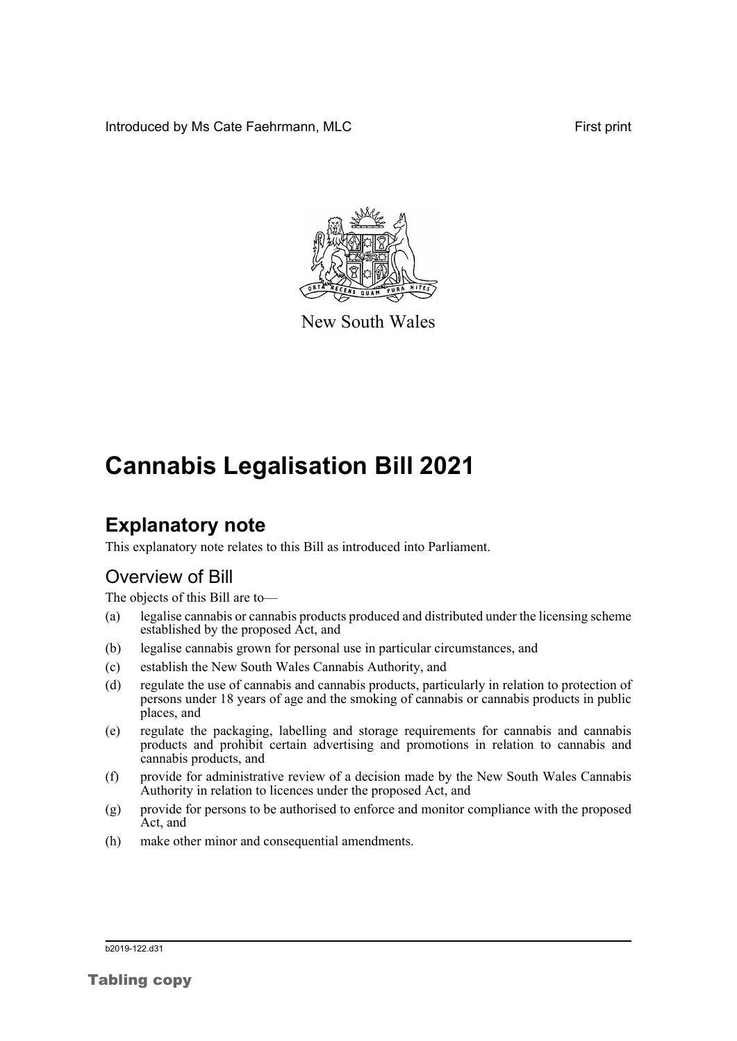Introduced by Ms Cate Faehrmann, MLC

First print

New South Wales

# Cannabis Legalisation Bill 2021

## Explanatory note

This explanatory note relates to this Bill as introduced into Parliament.

### Overview of Bill

The objects of this Bill are to—

(a) legalise cannabis or cannabis products produced and distributed under the licensing scheme established by the proposed Act, and

(b) legalise cannabis grown for personal use in particular circumstances, and

(c) establish the New South Wales Cannabis Authority, and

(d) regulate the use of cannabis and cannabis products, particularly in relation to protection of persons under 18 years of age and the smoking of cannabis or cannabis products in public places, and

(e) regulate the packaging, labelling and storage requirements for cannabis and cannabis products and prohibit certain advertising and promotions in relation to cannabis and cannabis products, and

(f) provide for administrative review of a decision made by the New South Wales Cannabis Authority in relation to licences under the proposed Act, and

(g) provide for persons to be authorised to enforce and monitor compliance with the proposed Act, and

(h) make other minor and consequential amendments.

b2019-122.d31

Tabling copy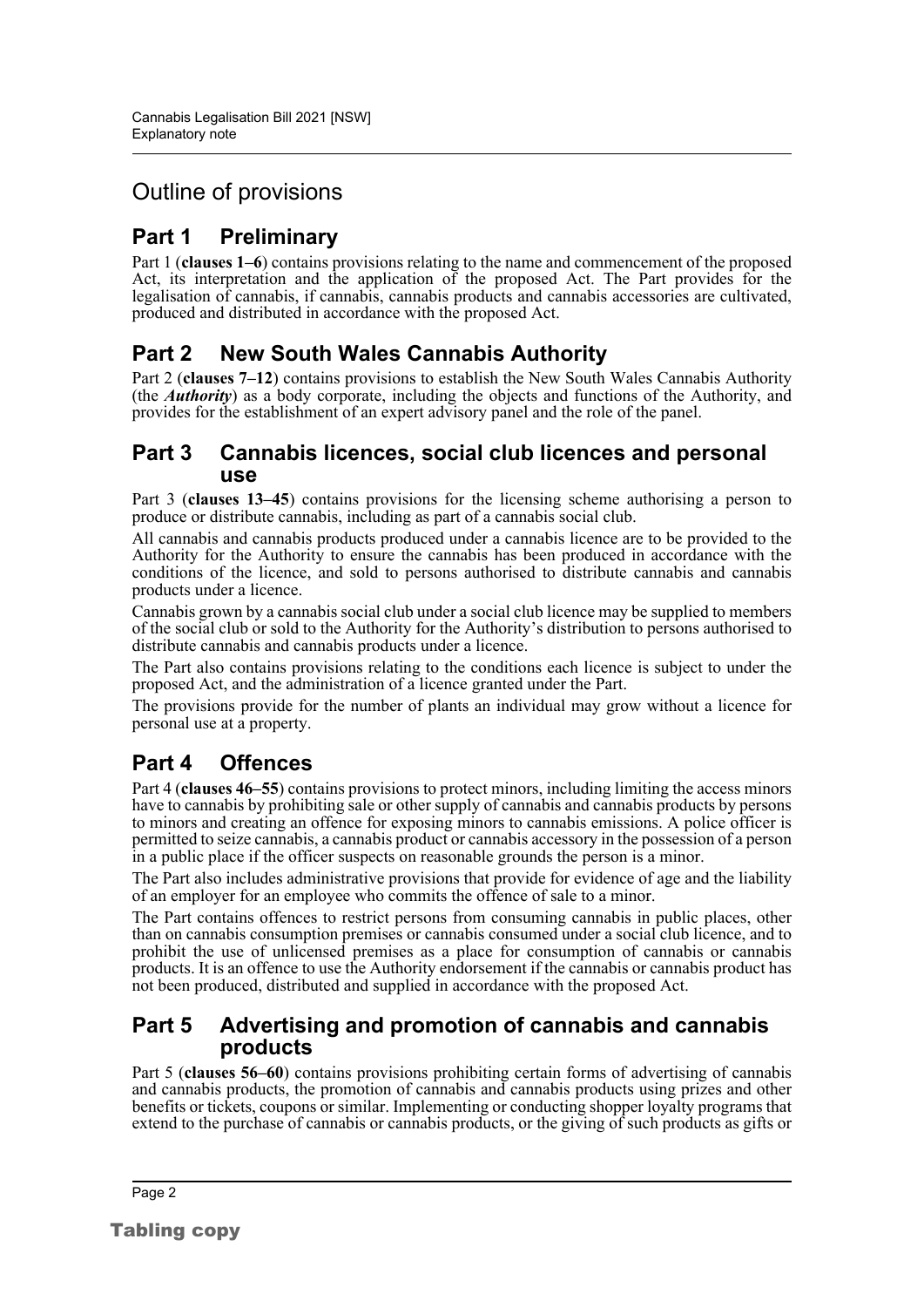# Outline of provisions

## Part 1 Preliminary

Part 1 (**clauses 1–6**) contains provisions relating to the name and commencement of the proposed Act, its interpretation and the application of the proposed Act. The Part provides for the legalisation of cannabis, if cannabis, cannabis products and cannabis accessories are cultivated, produced and distributed in accordance with the proposed Act.

## Part 2 New South Wales Cannabis Authority

Part 2 (**clauses 7–12**) contains provisions to establish the New South Wales Cannabis Authority (the ***Authority***) as a body corporate, including the objects and functions of the Authority, and provides for the establishment of an expert advisory panel and the role of the panel.

## Part 3 Cannabis licences, social club licences and personal use

Part 3 (**clauses 13–45**) contains provisions for the licensing scheme authorising a person to produce or distribute cannabis, including as part of a cannabis social club.

All cannabis and cannabis products produced under a cannabis licence are to be provided to the Authority for the Authority to ensure the cannabis has been produced in accordance with the conditions of the licence, and sold to persons authorised to distribute cannabis and cannabis products under a licence.

Cannabis grown by a cannabis social club under a social club licence may be supplied to members of the social club or sold to the Authority for the Authority's distribution to persons authorised to distribute cannabis and cannabis products under a licence.

The Part also contains provisions relating to the conditions each licence is subject to under the proposed Act, and the administration of a licence granted under the Part.

The provisions provide for the number of plants an individual may grow without a licence for personal use at a property.

## Part 4 Offences

Part 4 (**clauses 46–55**) contains provisions to protect minors, including limiting the access minors have to cannabis by prohibiting sale or other supply of cannabis and cannabis products by persons to minors and creating an offence for exposing minors to cannabis emissions. A police officer is permitted to seize cannabis, a cannabis product or cannabis accessory in the possession of a person in a public place if the officer suspects on reasonable grounds the person is a minor.

The Part also includes administrative provisions that provide for evidence of age and the liability of an employer for an employee who commits the offence of sale to a minor.

The Part contains offences to restrict persons from consuming cannabis in public places, other than on cannabis consumption premises or cannabis consumed under a social club licence, and to prohibit the use of unlicensed premises as a place for consumption of cannabis or cannabis products. It is an offence to use the Authority endorsement if the cannabis or cannabis product has not been produced, distributed and supplied in accordance with the proposed Act.

## Part 5 Advertising and promotion of cannabis and cannabis products

Part 5 (**clauses 56–60**) contains provisions prohibiting certain forms of advertising of cannabis and cannabis products, the promotion of cannabis and cannabis products using prizes and other benefits or tickets, coupons or similar. Implementing or conducting shopper loyalty programs that extend to the purchase of cannabis or cannabis products, or the giving of such products as gifts or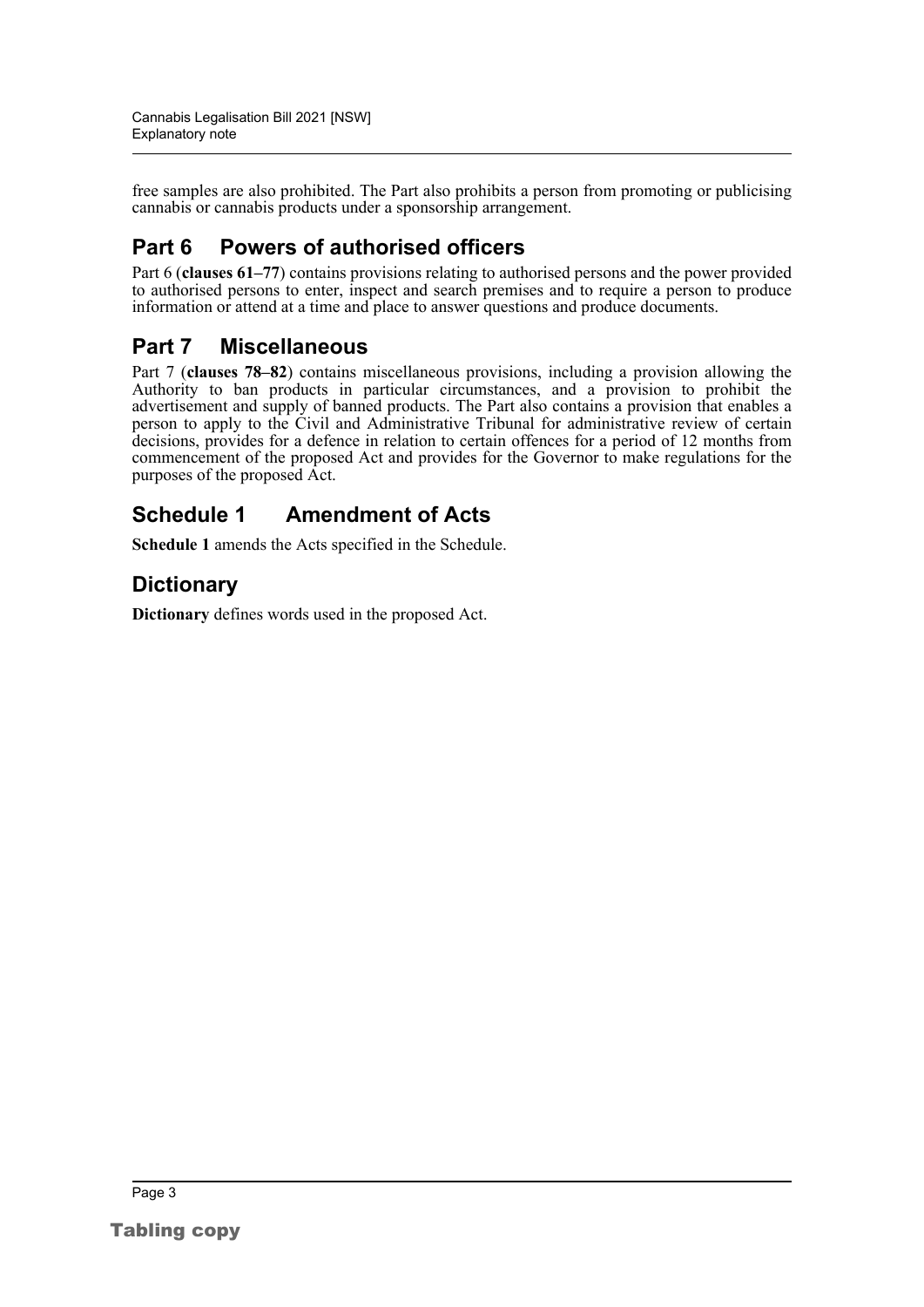free samples are also prohibited. The Part also prohibits a person from promoting or publicising cannabis or cannabis products under a sponsorship arrangement.

## Part 6 Powers of authorised officers

Part 6 (**clauses 61–77**) contains provisions relating to authorised persons and the power provided to authorised persons to enter, inspect and search premises and to require a person to produce information or attend at a time and place to answer questions and produce documents.

## Part 7 Miscellaneous

Part 7 (**clauses 78–82**) contains miscellaneous provisions, including a provision allowing the Authority to ban products in particular circumstances, and a provision to prohibit the advertisement and supply of banned products. The Part also contains a provision that enables a person to apply to the Civil and Administrative Tribunal for administrative review of certain decisions, provides for a defence in relation to certain offences for a period of 12 months from commencement of the proposed Act and provides for the Governor to make regulations for the purposes of the proposed Act.

## Schedule 1 Amendment of Acts

**Schedule 1** amends the Acts specified in the Schedule.

## Dictionary

**Dictionary** defines words used in the proposed Act.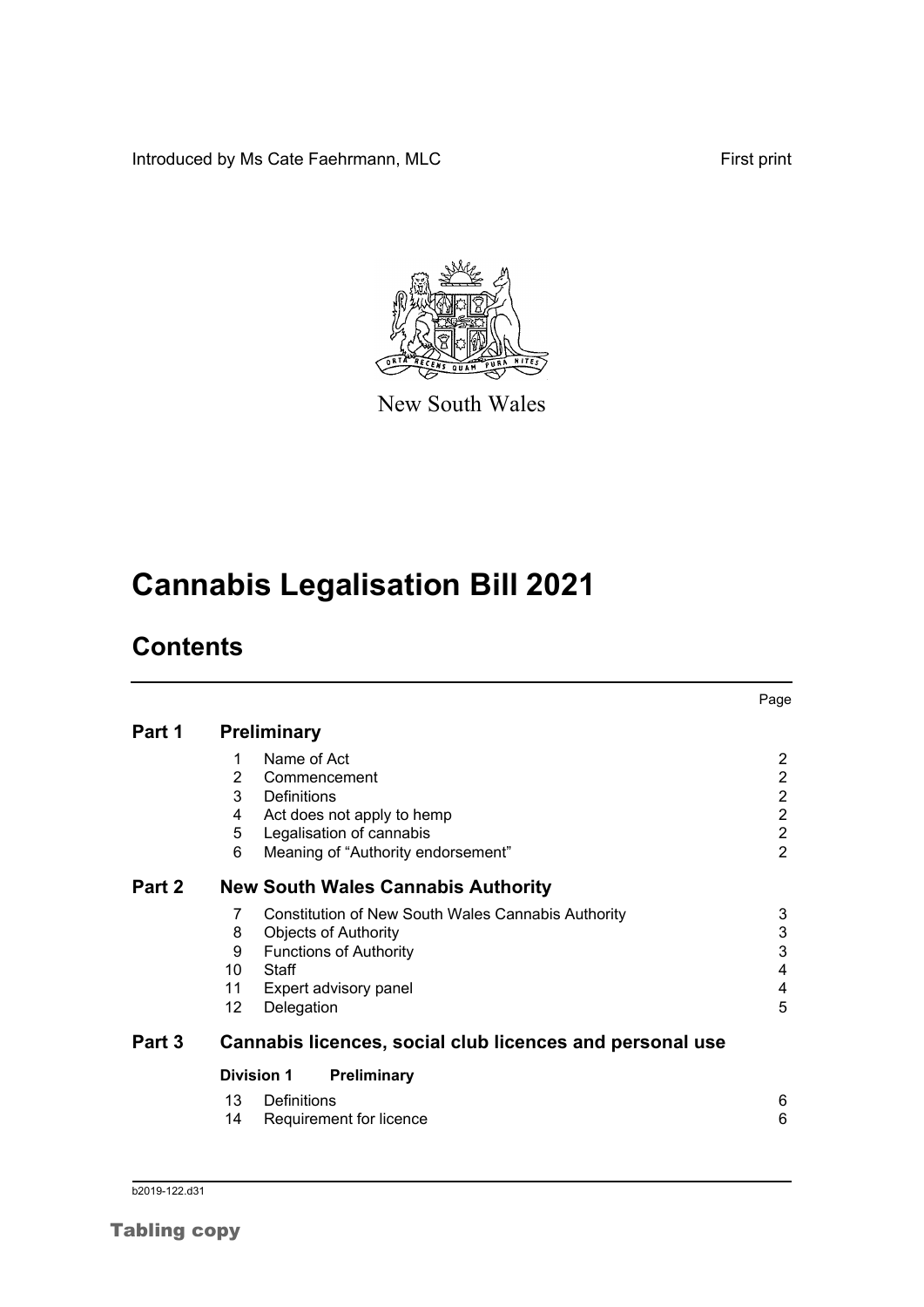Introduced by Ms Cate Faehrmann, MLC

First print

New South Wales

# Cannabis Legalisation Bill 2021

## Contents

| | | | Page |
|---|---|---|---|
| **Part 1** | **Preliminary** | | |
| | 1 | Name of Act | 2 |
| | 2 | Commencement | 2 |
| | 3 | Definitions | 2 |
| | 4 | Act does not apply to hemp | 2 |
| | 5 | Legalisation of cannabis | 2 |
| | 6 | Meaning of "Authority endorsement" | 2 |
| **Part 2** | **New South Wales Cannabis Authority** | | |
| | 7 | Constitution of New South Wales Cannabis Authority | 3 |
| | 8 | Objects of Authority | 3 |
| | 9 | Functions of Authority | 3 |
| | 10 | Staff | 4 |
| | 11 | Expert advisory panel | 4 |
| | 12 | Delegation | 5 |
| **Part 3** | **Cannabis licences, social club licences and personal use** | | |
| | **Division 1** | **Preliminary** | |
| | 13 | Definitions | 6 |
| | 14 | Requirement for licence | 6 |

b2019-122.d31

Tabling copy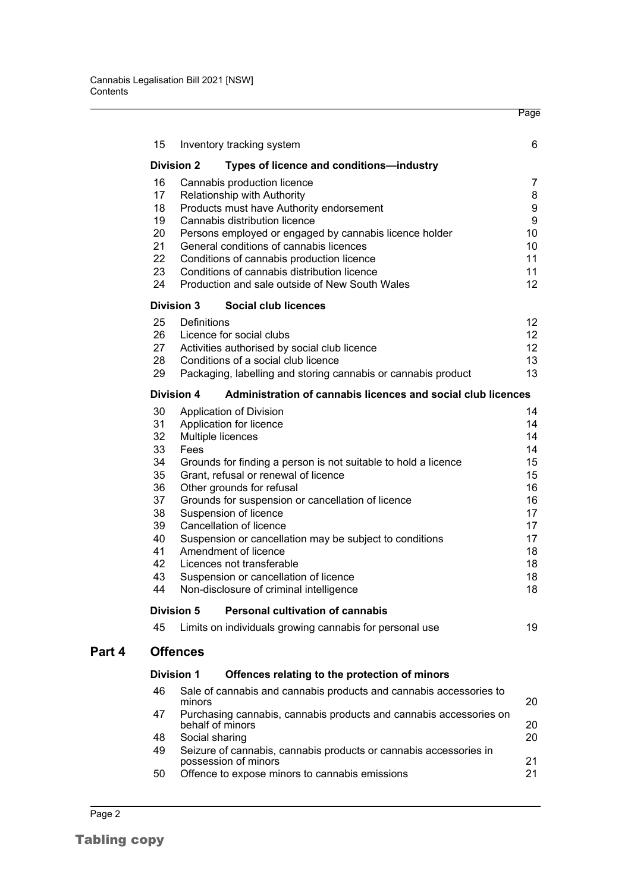| | | Page |
|---|---|---|
| 15 | Inventory tracking system | 6 |
| **Division 2** | **Types of licence and conditions—industry** | |
| 16 | Cannabis production licence | 7 |
| 17 | Relationship with Authority | 8 |
| 18 | Products must have Authority endorsement | 9 |
| 19 | Cannabis distribution licence | 9 |
| 20 | Persons employed or engaged by cannabis licence holder | 10 |
| 21 | General conditions of cannabis licences | 10 |
| 22 | Conditions of cannabis production licence | 11 |
| 23 | Conditions of cannabis distribution licence | 11 |
| 24 | Production and sale outside of New South Wales | 12 |
| **Division 3** | **Social club licences** | |
| 25 | Definitions | 12 |
| 26 | Licence for social clubs | 12 |
| 27 | Activities authorised by social club licence | 12 |
| 28 | Conditions of a social club licence | 13 |
| 29 | Packaging, labelling and storing cannabis or cannabis product | 13 |
| **Division 4** | **Administration of cannabis licences and social club licences** | |
| 30 | Application of Division | 14 |
| 31 | Application for licence | 14 |
| 32 | Multiple licences | 14 |
| 33 | Fees | 14 |
| 34 | Grounds for finding a person is not suitable to hold a licence | 15 |
| 35 | Grant, refusal or renewal of licence | 15 |
| 36 | Other grounds for refusal | 16 |
| 37 | Grounds for suspension or cancellation of licence | 16 |
| 38 | Suspension of licence | 17 |
| 39 | Cancellation of licence | 17 |
| 40 | Suspension or cancellation may be subject to conditions | 17 |
| 41 | Amendment of licence | 18 |
| 42 | Licences not transferable | 18 |
| 43 | Suspension or cancellation of licence | 18 |
| 44 | Non-disclosure of criminal intelligence | 18 |
| **Division 5** | **Personal cultivation of cannabis** | |
| 45 | Limits on individuals growing cannabis for personal use | 19 |

## Part 4 Offences

| | | |
|---|---|---|
| **Division 1** | **Offences relating to the protection of minors** | |
| 46 | Sale of cannabis and cannabis products and cannabis accessories to minors | 20 |
| 47 | Purchasing cannabis, cannabis products and cannabis accessories on behalf of minors | 20 |
| 48 | Social sharing | 20 |
| 49 | Seizure of cannabis, cannabis products or cannabis accessories in possession of minors | 21 |
| 50 | Offence to expose minors to cannabis emissions | 21 |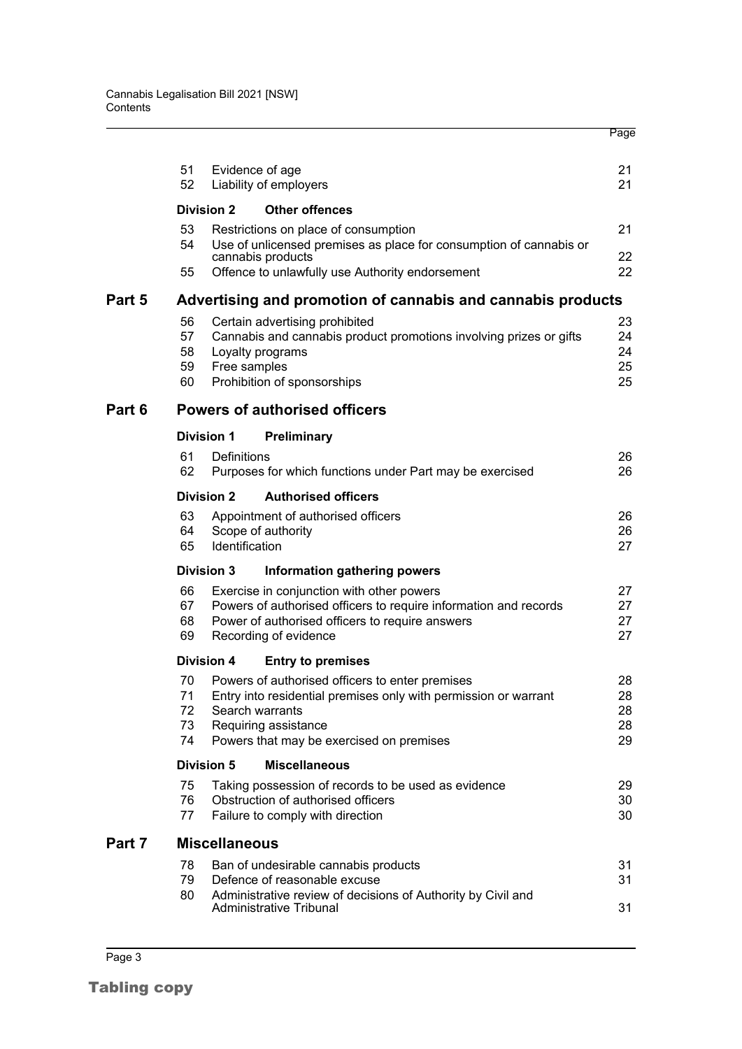| | | | Page |
|---|---|---|---|
| | 51 | Evidence of age | 21 |
| | 52 | Liability of employers | 21 |
| | **Division 2** | **Other offences** | |
| | 53 | Restrictions on place of consumption | 21 |
| | 54 | Use of unlicensed premises as place for consumption of cannabis or cannabis products | 22 |
| | 55 | Offence to unlawfully use Authority endorsement | 22 |
| **Part 5** | | **Advertising and promotion of cannabis and cannabis products** | |
| | 56 | Certain advertising prohibited | 23 |
| | 57 | Cannabis and cannabis product promotions involving prizes or gifts | 24 |
| | 58 | Loyalty programs | 24 |
| | 59 | Free samples | 25 |
| | 60 | Prohibition of sponsorships | 25 |
| **Part 6** | | **Powers of authorised officers** | |
| | **Division 1** | **Preliminary** | |
| | 61 | Definitions | 26 |
| | 62 | Purposes for which functions under Part may be exercised | 26 |
| | **Division 2** | **Authorised officers** | |
| | 63 | Appointment of authorised officers | 26 |
| | 64 | Scope of authority | 26 |
| | 65 | Identification | 27 |
| | **Division 3** | **Information gathering powers** | |
| | 66 | Exercise in conjunction with other powers | 27 |
| | 67 | Powers of authorised officers to require information and records | 27 |
| | 68 | Power of authorised officers to require answers | 27 |
| | 69 | Recording of evidence | 27 |
| | **Division 4** | **Entry to premises** | |
| | 70 | Powers of authorised officers to enter premises | 28 |
| | 71 | Entry into residential premises only with permission or warrant | 28 |
| | 72 | Search warrants | 28 |
| | 73 | Requiring assistance | 28 |
| | 74 | Powers that may be exercised on premises | 29 |
| | **Division 5** | **Miscellaneous** | |
| | 75 | Taking possession of records to be used as evidence | 29 |
| | 76 | Obstruction of authorised officers | 30 |
| | 77 | Failure to comply with direction | 30 |
| **Part 7** | | **Miscellaneous** | |
| | 78 | Ban of undesirable cannabis products | 31 |
| | 79 | Defence of reasonable excuse | 31 |
| | 80 | Administrative review of decisions of Authority by Civil and Administrative Tribunal | 31 |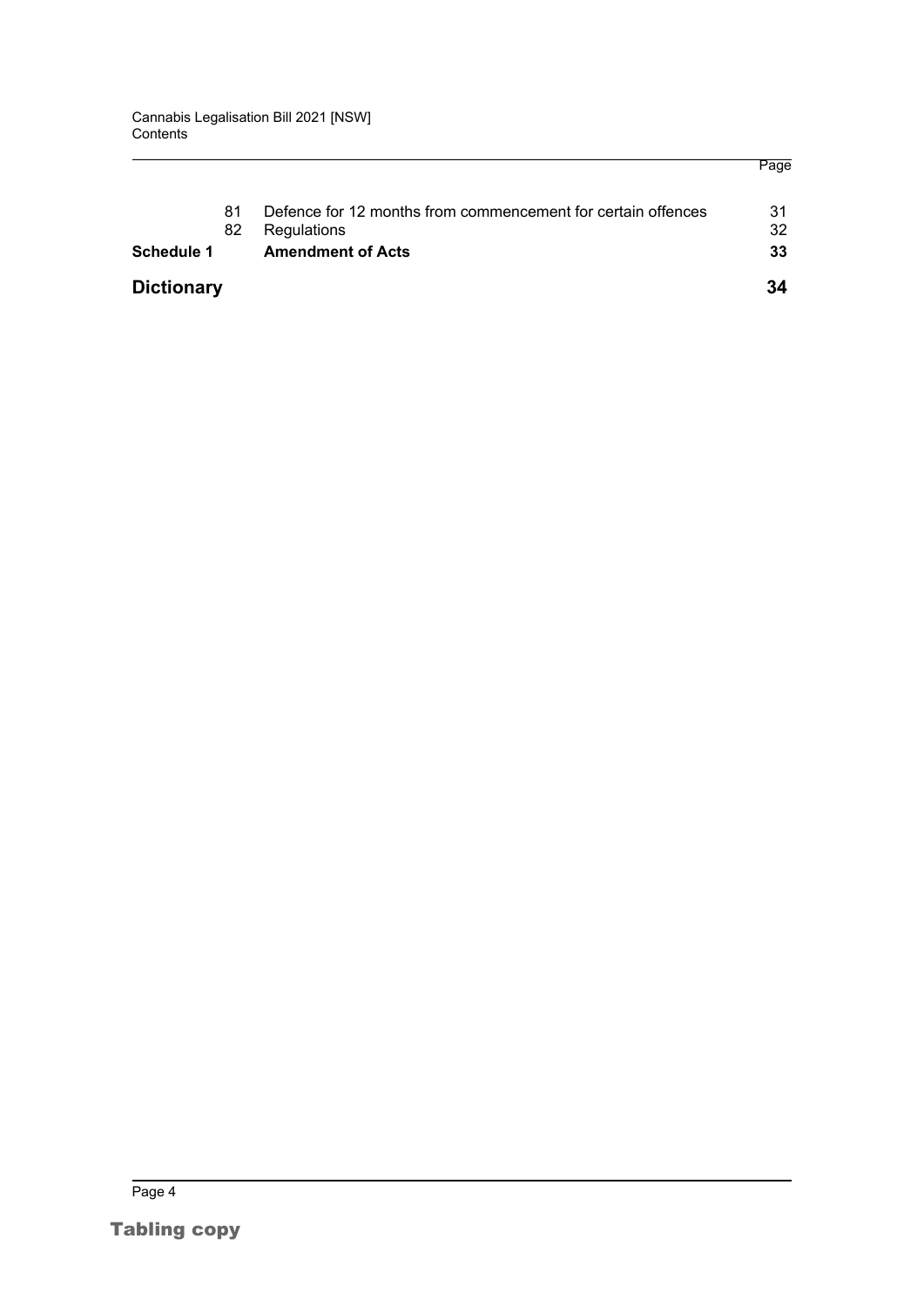| | | | Page |
|---|---|---|---|
| | 81 | Defence for 12 months from commencement for certain offences | 31 |
| | 82 | Regulations | 32 |
| **Schedule 1** | | **Amendment of Acts** | **33** |
| **Dictionary** | | | **34** |

Tabling copy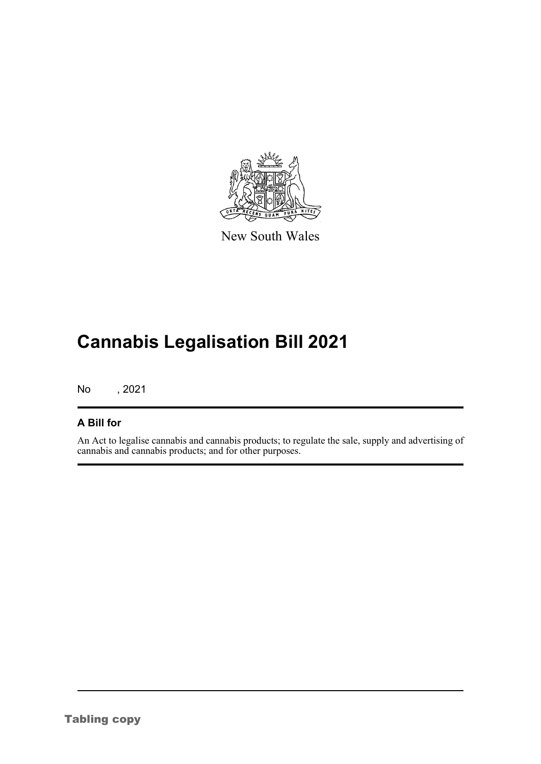New South Wales

# Cannabis Legalisation Bill 2021

No , 2021

## A Bill for

An Act to legalise cannabis and cannabis products; to regulate the sale, supply and advertising of cannabis and cannabis products; and for other purposes.

Tabling copy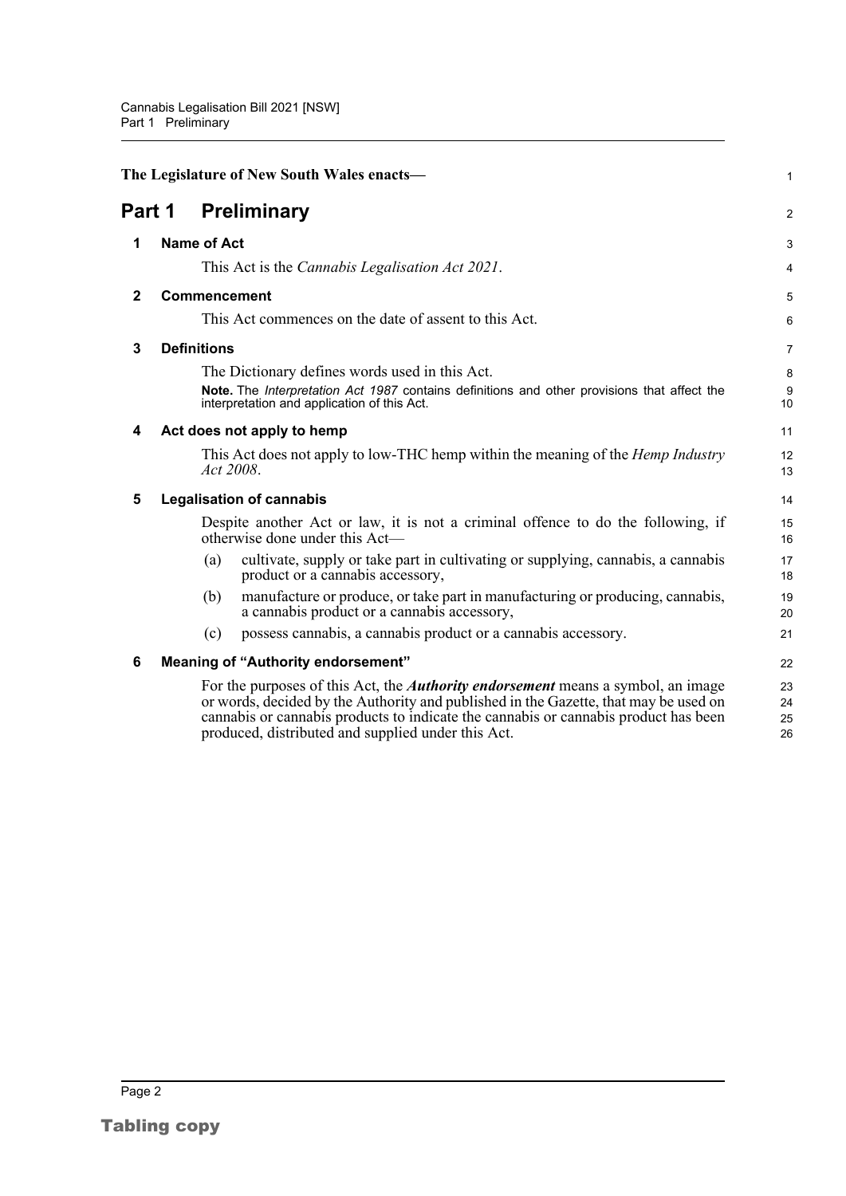The Legislature of New South Wales enacts—

# Part 1 Preliminary

## 1 Name of Act

This Act is the *Cannabis Legalisation Act 2021*.

## 2 Commencement

This Act commences on the date of assent to this Act.

## 3 Definitions

The Dictionary defines words used in this Act.

**Note.** The *Interpretation Act 1987* contains definitions and other provisions that affect the interpretation and application of this Act.

## 4 Act does not apply to hemp

This Act does not apply to low-THC hemp within the meaning of the *Hemp Industry Act 2008*.

## 5 Legalisation of cannabis

Despite another Act or law, it is not a criminal offence to do the following, if otherwise done under this Act—

(a) cultivate, supply or take part in cultivating or supplying, cannabis, a cannabis product or a cannabis accessory,

(b) manufacture or produce, or take part in manufacturing or producing, cannabis, a cannabis product or a cannabis accessory,

(c) possess cannabis, a cannabis product or a cannabis accessory.

## 6 Meaning of "Authority endorsement"

For the purposes of this Act, the ***Authority endorsement*** means a symbol, an image or words, decided by the Authority and published in the Gazette, that may be used on cannabis or cannabis products to indicate the cannabis or cannabis product has been produced, distributed and supplied under this Act.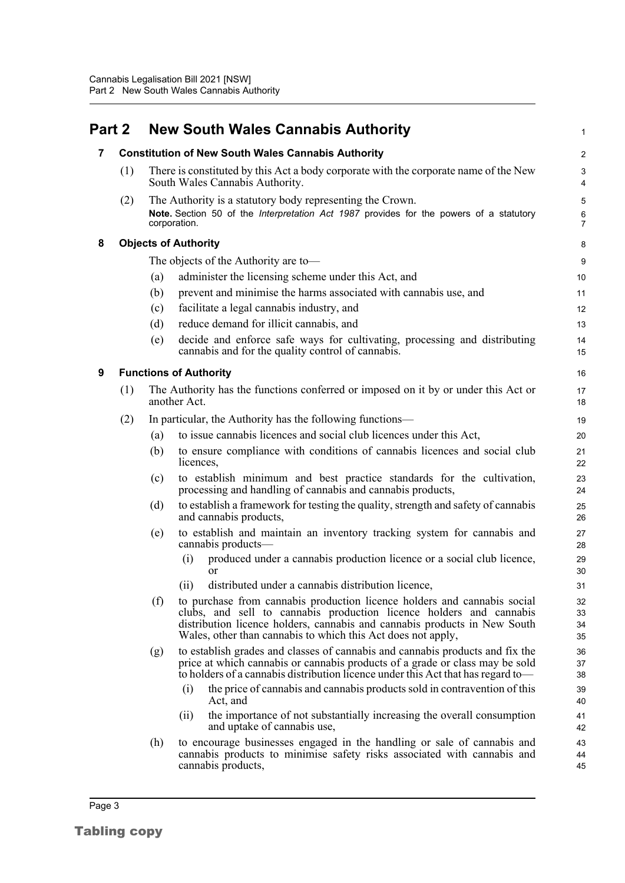# Part 2 New South Wales Cannabis Authority

## 7 Constitution of New South Wales Cannabis Authority

(1) There is constituted by this Act a body corporate with the corporate name of the New South Wales Cannabis Authority.

(2) The Authority is a statutory body representing the Crown.

**Note.** Section 50 of the *Interpretation Act 1987* provides for the powers of a statutory corporation.

## 8 Objects of Authority

The objects of the Authority are to—

(a) administer the licensing scheme under this Act, and

(b) prevent and minimise the harms associated with cannabis use, and

(c) facilitate a legal cannabis industry, and

(d) reduce demand for illicit cannabis, and

(e) decide and enforce safe ways for cultivating, processing and distributing cannabis and for the quality control of cannabis.

## 9 Functions of Authority

(1) The Authority has the functions conferred or imposed on it by or under this Act or another Act.

(2) In particular, the Authority has the following functions—

(a) to issue cannabis licences and social club licences under this Act,

(b) to ensure compliance with conditions of cannabis licences and social club licences,

(c) to establish minimum and best practice standards for the cultivation, processing and handling of cannabis and cannabis products,

(d) to establish a framework for testing the quality, strength and safety of cannabis and cannabis products,

(e) to establish and maintain an inventory tracking system for cannabis and cannabis products—

(i) produced under a cannabis production licence or a social club licence, or

(ii) distributed under a cannabis distribution licence,

(f) to purchase from cannabis production licence holders and cannabis social clubs, and sell to cannabis production licence holders and cannabis distribution licence holders, cannabis and cannabis products in New South Wales, other than cannabis to which this Act does not apply,

(g) to establish grades and classes of cannabis and cannabis products and fix the price at which cannabis or cannabis products of a grade or class may be sold to holders of a cannabis distribution licence under this Act that has regard to—

(i) the price of cannabis and cannabis products sold in contravention of this Act, and

(ii) the importance of not substantially increasing the overall consumption and uptake of cannabis use,

(h) to encourage businesses engaged in the handling or sale of cannabis and cannabis products to minimise safety risks associated with cannabis and cannabis products,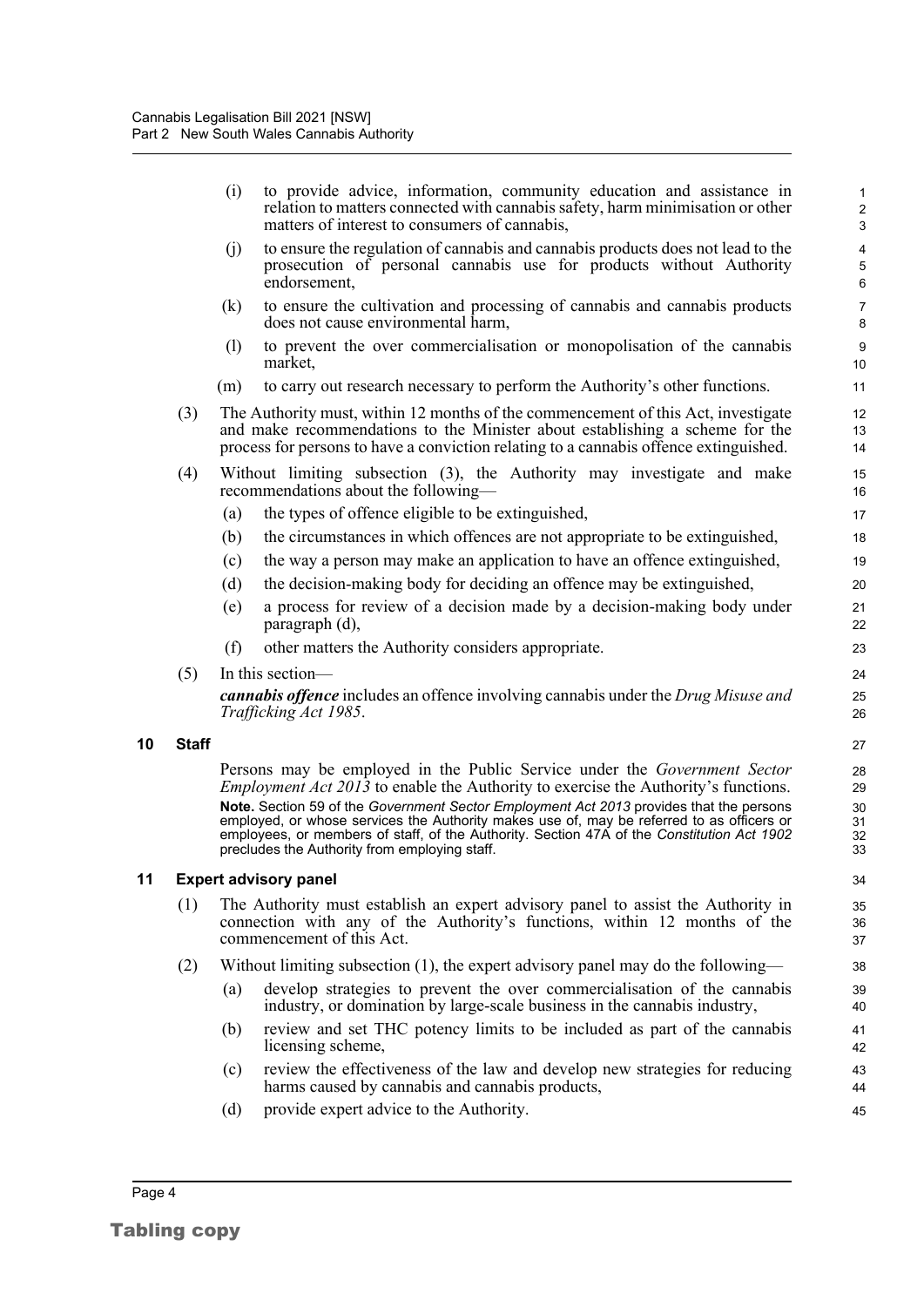(i) to provide advice, information, community education and assistance in relation to matters connected with cannabis safety, harm minimisation or other matters of interest to consumers of cannabis,

(j) to ensure the regulation of cannabis and cannabis products does not lead to the prosecution of personal cannabis use for products without Authority endorsement,

(k) to ensure the cultivation and processing of cannabis and cannabis products does not cause environmental harm,

(l) to prevent the over commercialisation or monopolisation of the cannabis market,

(m) to carry out research necessary to perform the Authority's other functions.

(3) The Authority must, within 12 months of the commencement of this Act, investigate and make recommendations to the Minister about establishing a scheme for the process for persons to have a conviction relating to a cannabis offence extinguished.

(4) Without limiting subsection (3), the Authority may investigate and make recommendations about the following—

(a) the types of offence eligible to be extinguished,

(b) the circumstances in which offences are not appropriate to be extinguished,

(c) the way a person may make an application to have an offence extinguished,

(d) the decision-making body for deciding an offence may be extinguished,

(e) a process for review of a decision made by a decision-making body under paragraph (d),

(f) other matters the Authority considers appropriate.

(5) In this section—

***cannabis offence*** includes an offence involving cannabis under the *Drug Misuse and Trafficking Act 1985*.

## 10 Staff

Persons may be employed in the Public Service under the *Government Sector Employment Act 2013* to enable the Authority to exercise the Authority's functions.

**Note.** Section 59 of the *Government Sector Employment Act 2013* provides that the persons employed, or whose services the Authority makes use of, may be referred to as officers or employees, or members of staff, of the Authority. Section 47A of the *Constitution Act 1902* precludes the Authority from employing staff.

## 11 Expert advisory panel

(1) The Authority must establish an expert advisory panel to assist the Authority in connection with any of the Authority's functions, within 12 months of the commencement of this Act.

(2) Without limiting subsection (1), the expert advisory panel may do the following—

(a) develop strategies to prevent the over commercialisation of the cannabis industry, or domination by large-scale business in the cannabis industry,

(b) review and set THC potency limits to be included as part of the cannabis licensing scheme,

(c) review the effectiveness of the law and develop new strategies for reducing harms caused by cannabis and cannabis products,

(d) provide expert advice to the Authority.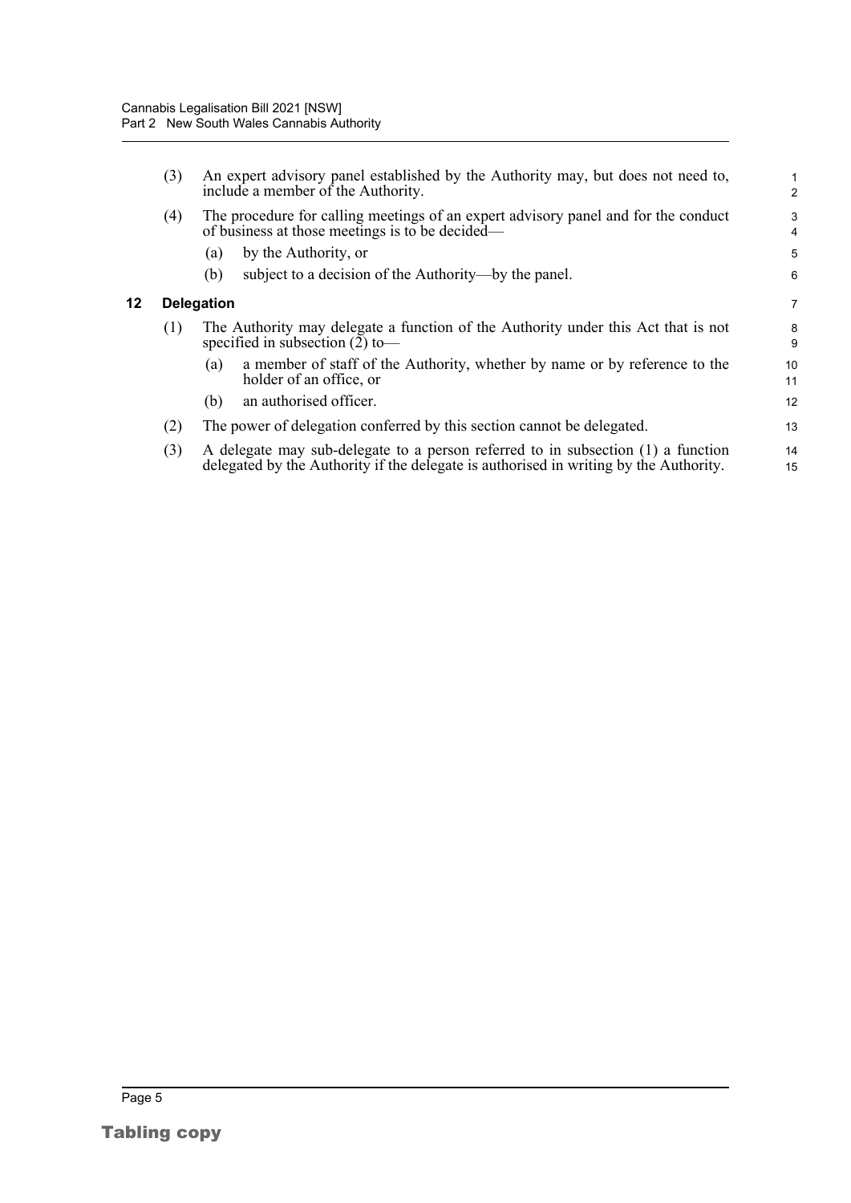(3) An expert advisory panel established by the Authority may, but does not need to, include a member of the Authority.

(4) The procedure for calling meetings of an expert advisory panel and for the conduct of business at those meetings is to be decided—

(a) by the Authority, or

(b) subject to a decision of the Authority—by the panel.

### 12 Delegation

(1) The Authority may delegate a function of the Authority under this Act that is not specified in subsection (2) to—

(a) a member of staff of the Authority, whether by name or by reference to the holder of an office, or

(b) an authorised officer.

(2) The power of delegation conferred by this section cannot be delegated.

(3) A delegate may sub-delegate to a person referred to in subsection (1) a function delegated by the Authority if the delegate is authorised in writing by the Authority.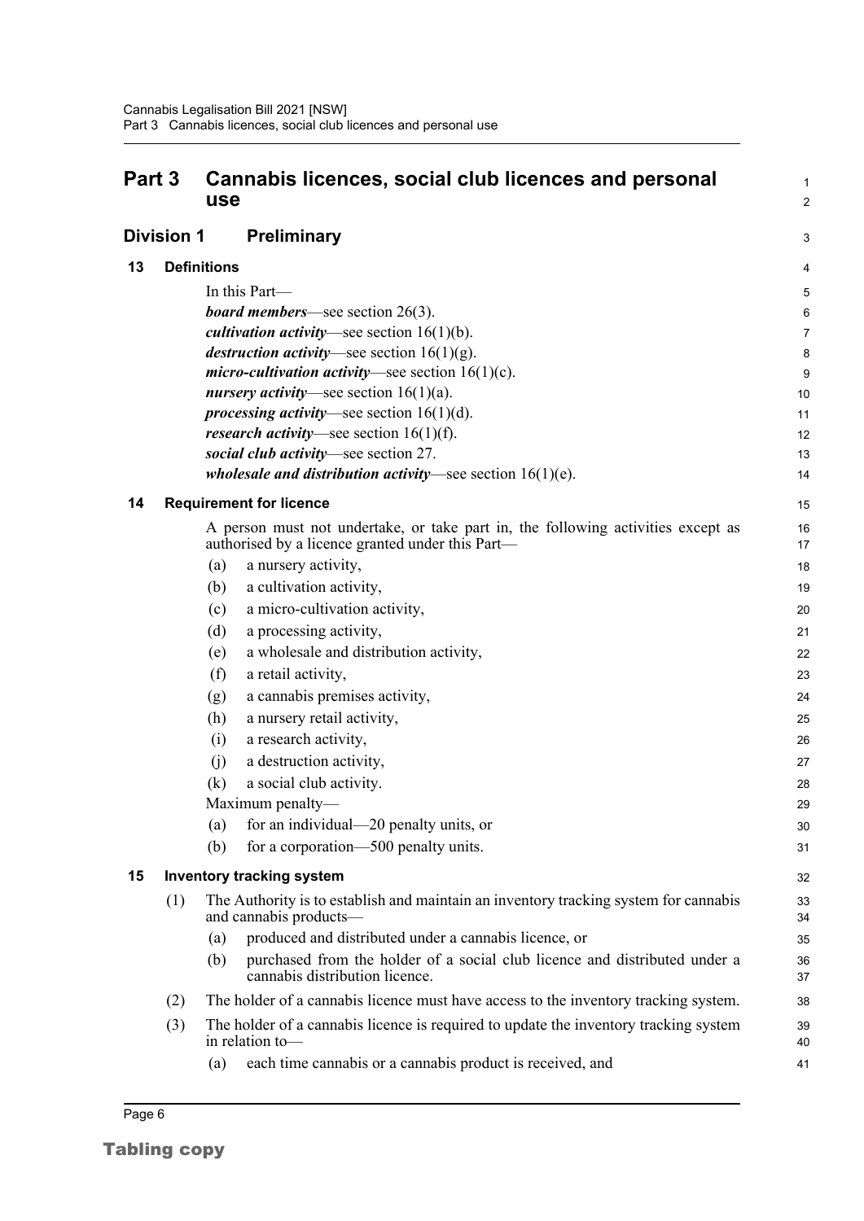# Part 3 Cannabis licences, social club licences and personal use

## Division 1 Preliminary

### 13 Definitions

In this Part—

***board members***—see section 26(3).

***cultivation activity***—see section 16(1)(b).

***destruction activity***—see section 16(1)(g).

***micro-cultivation activity***—see section 16(1)(c).

***nursery activity***—see section 16(1)(a).

***processing activity***—see section 16(1)(d).

***research activity***—see section 16(1)(f).

***social club activity***—see section 27.

***wholesale and distribution activity***—see section 16(1)(e).

### 14 Requirement for licence

A person must not undertake, or take part in, the following activities except as authorised by a licence granted under this Part—

(a) a nursery activity,

(b) a cultivation activity,

(c) a micro-cultivation activity,

(d) a processing activity,

(e) a wholesale and distribution activity,

(f) a retail activity,

(g) a cannabis premises activity,

(h) a nursery retail activity,

(i) a research activity,

(j) a destruction activity,

(k) a social club activity.

Maximum penalty—

(a) for an individual—20 penalty units, or

(b) for a corporation—500 penalty units.

### 15 Inventory tracking system

(1) The Authority is to establish and maintain an inventory tracking system for cannabis and cannabis products—

(a) produced and distributed under a cannabis licence, or

(b) purchased from the holder of a social club licence and distributed under a cannabis distribution licence.

(2) The holder of a cannabis licence must have access to the inventory tracking system.

(3) The holder of a cannabis licence is required to update the inventory tracking system in relation to—

(a) each time cannabis or a cannabis product is received, and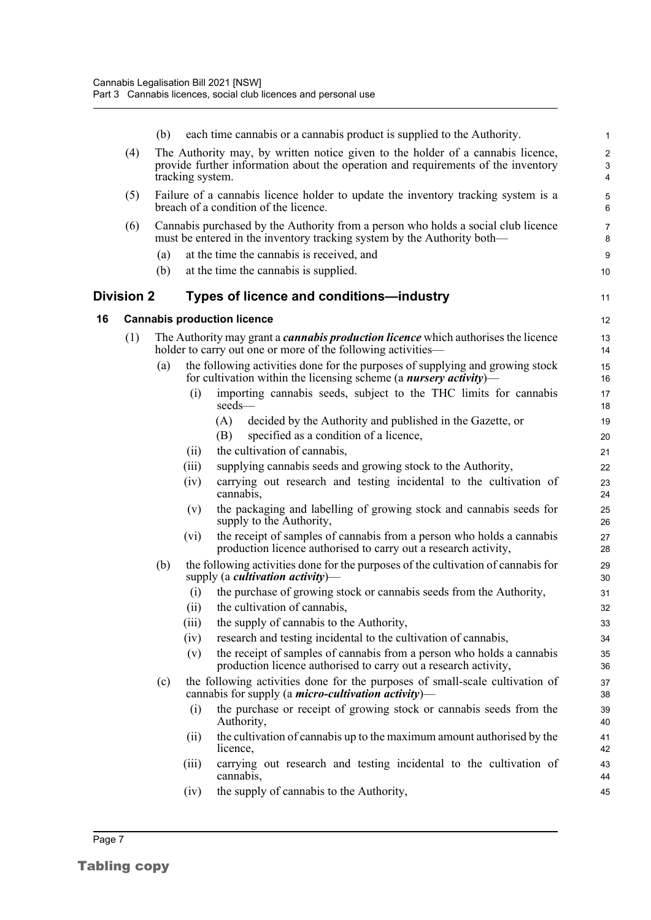(b) each time cannabis or a cannabis product is supplied to the Authority.

(4) The Authority may, by written notice given to the holder of a cannabis licence, provide further information about the operation and requirements of the inventory tracking system.

(5) Failure of a cannabis licence holder to update the inventory tracking system is a breach of a condition of the licence.

(6) Cannabis purchased by the Authority from a person who holds a social club licence must be entered in the inventory tracking system by the Authority both—

(a) at the time the cannabis is received, and

(b) at the time the cannabis is supplied.

## Division 2 Types of licence and conditions—industry

### 16 Cannabis production licence

(1) The Authority may grant a ***cannabis production licence*** which authorises the licence holder to carry out one or more of the following activities—

(a) the following activities done for the purposes of supplying and growing stock for cultivation within the licensing scheme (a ***nursery activity***)—

(i) importing cannabis seeds, subject to the THC limits for cannabis seeds—

(A) decided by the Authority and published in the Gazette, or

(B) specified as a condition of a licence,

(ii) the cultivation of cannabis,

(iii) supplying cannabis seeds and growing stock to the Authority,

(iv) carrying out research and testing incidental to the cultivation of cannabis,

(v) the packaging and labelling of growing stock and cannabis seeds for supply to the Authority,

(vi) the receipt of samples of cannabis from a person who holds a cannabis production licence authorised to carry out a research activity,

(b) the following activities done for the purposes of the cultivation of cannabis for supply (a ***cultivation activity***)—

(i) the purchase of growing stock or cannabis seeds from the Authority,

(ii) the cultivation of cannabis,

(iii) the supply of cannabis to the Authority,

(iv) research and testing incidental to the cultivation of cannabis,

(v) the receipt of samples of cannabis from a person who holds a cannabis production licence authorised to carry out a research activity,

(c) the following activities done for the purposes of small-scale cultivation of cannabis for supply (a ***micro-cultivation activity***)—

(i) the purchase or receipt of growing stock or cannabis seeds from the Authority,

(ii) the cultivation of cannabis up to the maximum amount authorised by the licence,

(iii) carrying out research and testing incidental to the cultivation of cannabis,

(iv) the supply of cannabis to the Authority,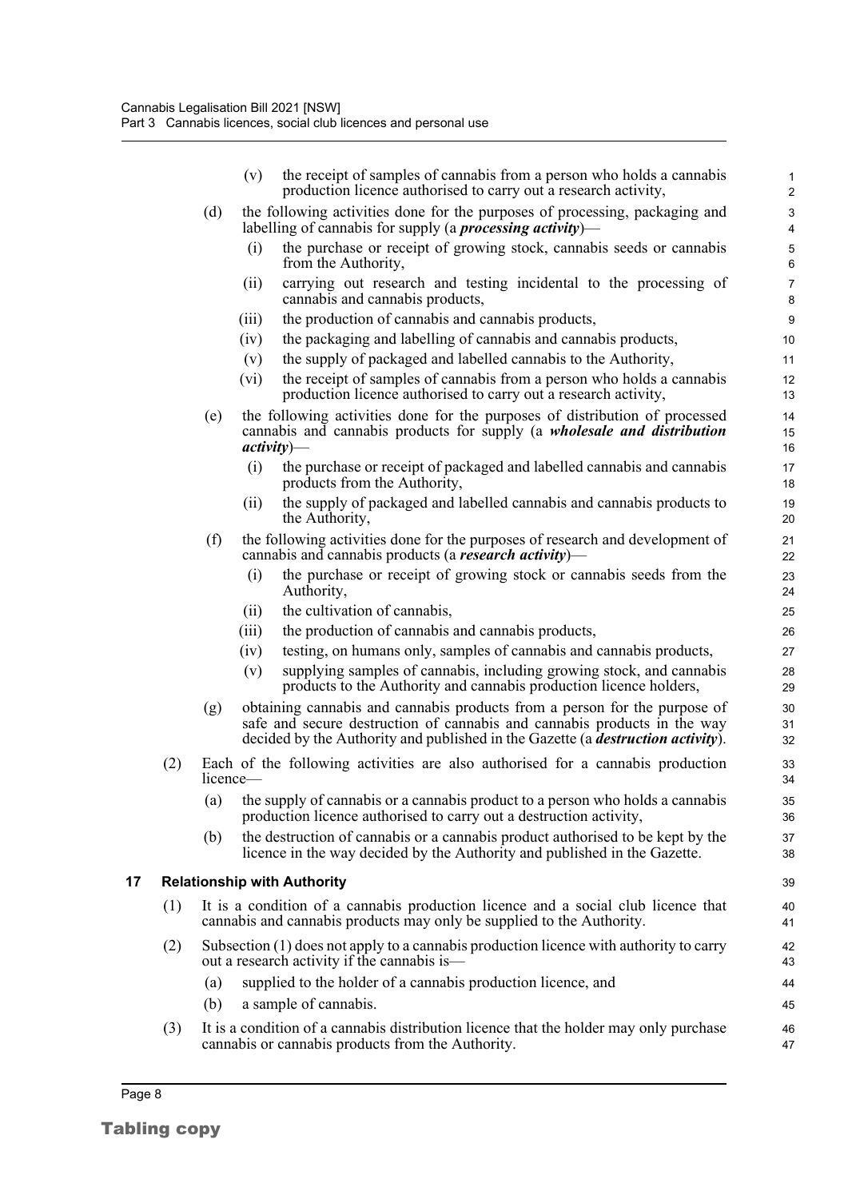(v) the receipt of samples of cannabis from a person who holds a cannabis production licence authorised to carry out a research activity,

(d) the following activities done for the purposes of processing, packaging and labelling of cannabis for supply (a ***processing activity***)—

(i) the purchase or receipt of growing stock, cannabis seeds or cannabis from the Authority,

(ii) carrying out research and testing incidental to the processing of cannabis and cannabis products,

(iii) the production of cannabis and cannabis products,

(iv) the packaging and labelling of cannabis and cannabis products,

(v) the supply of packaged and labelled cannabis to the Authority,

(vi) the receipt of samples of cannabis from a person who holds a cannabis production licence authorised to carry out a research activity,

(e) the following activities done for the purposes of distribution of processed cannabis and cannabis products for supply (a ***wholesale and distribution activity***)—

(i) the purchase or receipt of packaged and labelled cannabis and cannabis products from the Authority,

(ii) the supply of packaged and labelled cannabis and cannabis products to the Authority,

(f) the following activities done for the purposes of research and development of cannabis and cannabis products (a ***research activity***)—

(i) the purchase or receipt of growing stock or cannabis seeds from the Authority,

(ii) the cultivation of cannabis,

(iii) the production of cannabis and cannabis products,

(iv) testing, on humans only, samples of cannabis and cannabis products,

(v) supplying samples of cannabis, including growing stock, and cannabis products to the Authority and cannabis production licence holders,

(g) obtaining cannabis and cannabis products from a person for the purpose of safe and secure destruction of cannabis and cannabis products in the way decided by the Authority and published in the Gazette (a ***destruction activity***).

(2) Each of the following activities are also authorised for a cannabis production licence—

(a) the supply of cannabis or a cannabis product to a person who holds a cannabis production licence authorised to carry out a destruction activity,

(b) the destruction of cannabis or a cannabis product authorised to be kept by the licence in the way decided by the Authority and published in the Gazette.

## 17 Relationship with Authority

(1) It is a condition of a cannabis production licence and a social club licence that cannabis and cannabis products may only be supplied to the Authority.

(2) Subsection (1) does not apply to a cannabis production licence with authority to carry out a research activity if the cannabis is—

(a) supplied to the holder of a cannabis production licence, and

(b) a sample of cannabis.

(3) It is a condition of a cannabis distribution licence that the holder may only purchase cannabis or cannabis products from the Authority.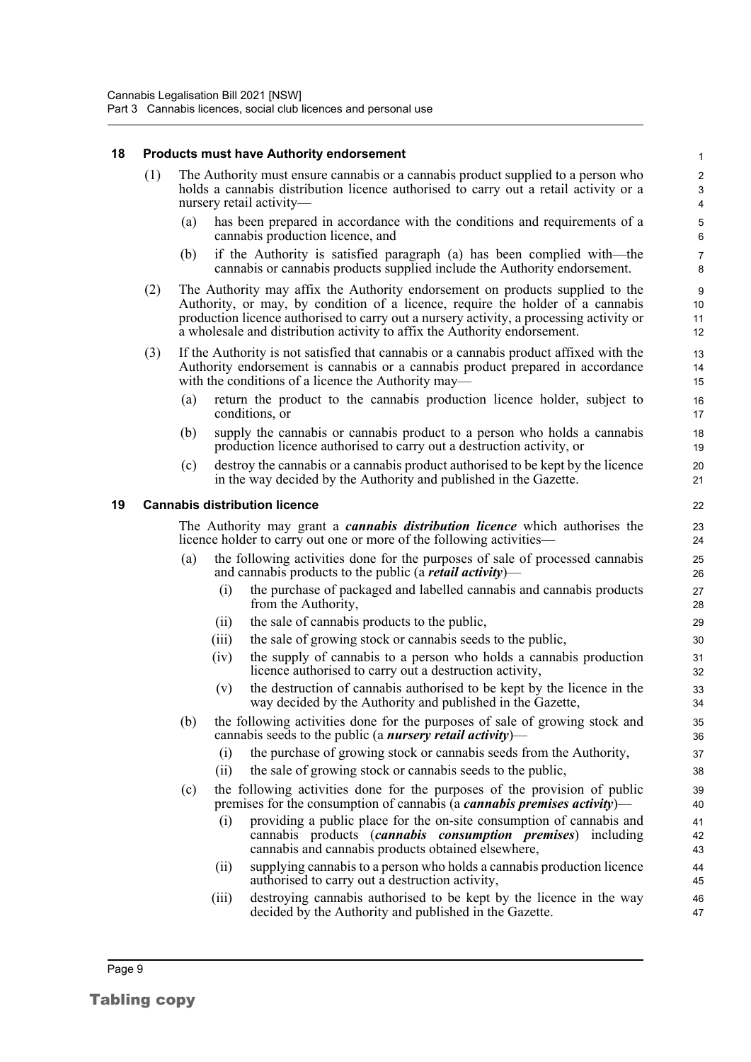### 18 Products must have Authority endorsement

(1) The Authority must ensure cannabis or a cannabis product supplied to a person who holds a cannabis distribution licence authorised to carry out a retail activity or a nursery retail activity—

(a) has been prepared in accordance with the conditions and requirements of a cannabis production licence, and

(b) if the Authority is satisfied paragraph (a) has been complied with—the cannabis or cannabis products supplied include the Authority endorsement.

(2) The Authority may affix the Authority endorsement on products supplied to the Authority, or may, by condition of a licence, require the holder of a cannabis production licence authorised to carry out a nursery activity, a processing activity or a wholesale and distribution activity to affix the Authority endorsement.

(3) If the Authority is not satisfied that cannabis or a cannabis product affixed with the Authority endorsement is cannabis or a cannabis product prepared in accordance with the conditions of a licence the Authority may—

(a) return the product to the cannabis production licence holder, subject to conditions, or

(b) supply the cannabis or cannabis product to a person who holds a cannabis production licence authorised to carry out a destruction activity, or

(c) destroy the cannabis or a cannabis product authorised to be kept by the licence in the way decided by the Authority and published in the Gazette.

### 19 Cannabis distribution licence

The Authority may grant a ***cannabis distribution licence*** which authorises the licence holder to carry out one or more of the following activities—

(a) the following activities done for the purposes of sale of processed cannabis and cannabis products to the public (a ***retail activity***)—

(i) the purchase of packaged and labelled cannabis and cannabis products from the Authority,

(ii) the sale of cannabis products to the public,

(iii) the sale of growing stock or cannabis seeds to the public,

(iv) the supply of cannabis to a person who holds a cannabis production licence authorised to carry out a destruction activity,

(v) the destruction of cannabis authorised to be kept by the licence in the way decided by the Authority and published in the Gazette,

(b) the following activities done for the purposes of sale of growing stock and cannabis seeds to the public (a ***nursery retail activity***)—

(i) the purchase of growing stock or cannabis seeds from the Authority,

(ii) the sale of growing stock or cannabis seeds to the public,

(c) the following activities done for the purposes of the provision of public premises for the consumption of cannabis (a ***cannabis premises activity***)—

(i) providing a public place for the on-site consumption of cannabis and cannabis products (***cannabis consumption premises***) including cannabis and cannabis products obtained elsewhere,

(ii) supplying cannabis to a person who holds a cannabis production licence authorised to carry out a destruction activity,

(iii) destroying cannabis authorised to be kept by the licence in the way decided by the Authority and published in the Gazette.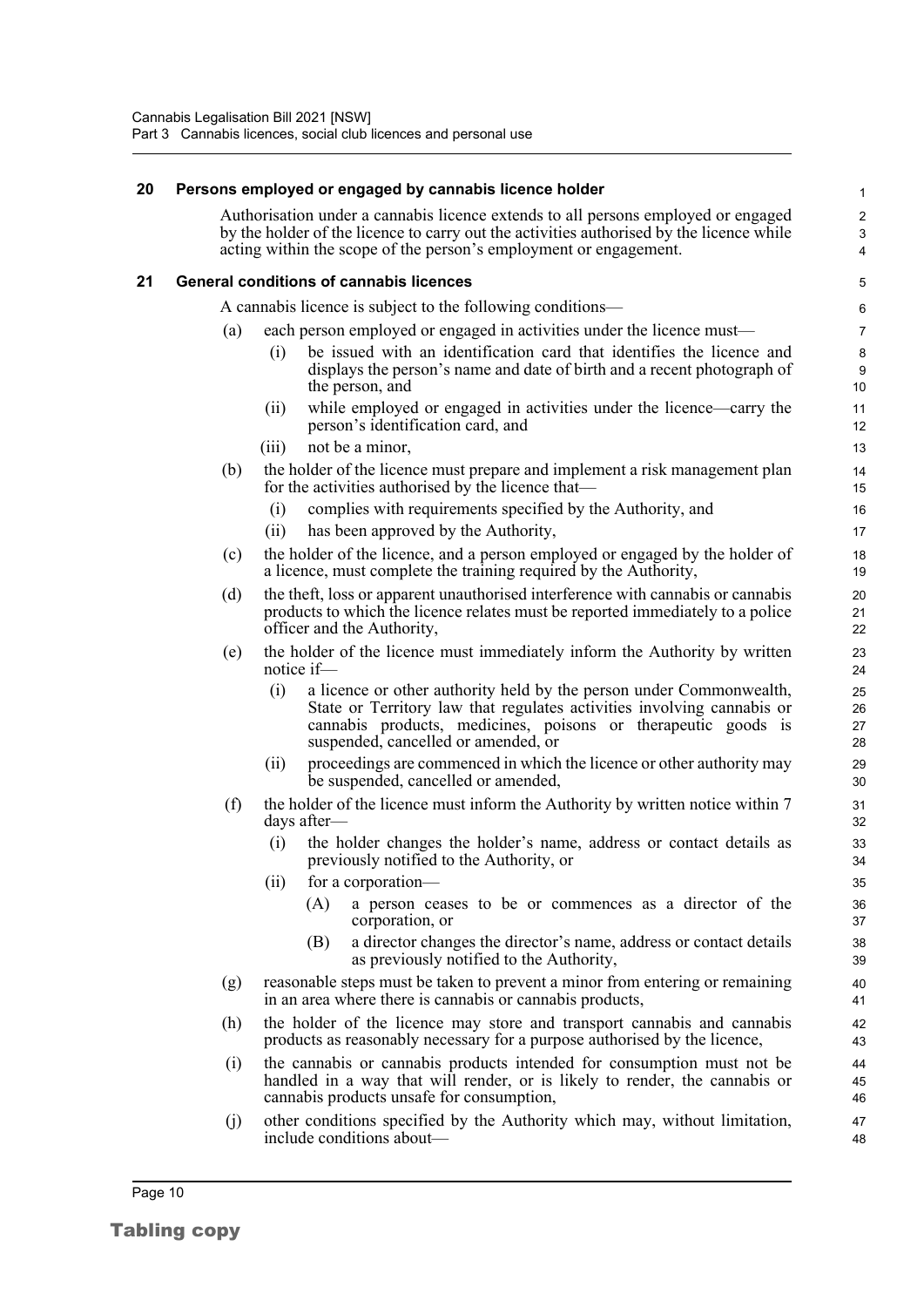## 20 Persons employed or engaged by cannabis licence holder

Authorisation under a cannabis licence extends to all persons employed or engaged by the holder of the licence to carry out the activities authorised by the licence while acting within the scope of the person's employment or engagement.

## 21 General conditions of cannabis licences

A cannabis licence is subject to the following conditions—

(a) each person employed or engaged in activities under the licence must—

- (i) be issued with an identification card that identifies the licence and displays the person's name and date of birth and a recent photograph of the person, and
- (ii) while employed or engaged in activities under the licence—carry the person's identification card, and
- (iii) not be a minor,

(b) the holder of the licence must prepare and implement a risk management plan for the activities authorised by the licence that—

- (i) complies with requirements specified by the Authority, and
- (ii) has been approved by the Authority,

(c) the holder of the licence, and a person employed or engaged by the holder of a licence, must complete the training required by the Authority,

(d) the theft, loss or apparent unauthorised interference with cannabis or cannabis products to which the licence relates must be reported immediately to a police officer and the Authority,

(e) the holder of the licence must immediately inform the Authority by written notice if—

- (i) a licence or other authority held by the person under Commonwealth, State or Territory law that regulates activities involving cannabis or cannabis products, medicines, poisons or therapeutic goods is suspended, cancelled or amended, or
- (ii) proceedings are commenced in which the licence or other authority may be suspended, cancelled or amended,

(f) the holder of the licence must inform the Authority by written notice within 7 days after—

- (i) the holder changes the holder's name, address or contact details as previously notified to the Authority, or
- (ii) for a corporation—
  - (A) a person ceases to be or commences as a director of the corporation, or
  - (B) a director changes the director's name, address or contact details as previously notified to the Authority,

(g) reasonable steps must be taken to prevent a minor from entering or remaining in an area where there is cannabis or cannabis products,

(h) the holder of the licence may store and transport cannabis and cannabis products as reasonably necessary for a purpose authorised by the licence,

(i) the cannabis or cannabis products intended for consumption must not be handled in a way that will render, or is likely to render, the cannabis or cannabis products unsafe for consumption,

(j) other conditions specified by the Authority which may, without limitation, include conditions about—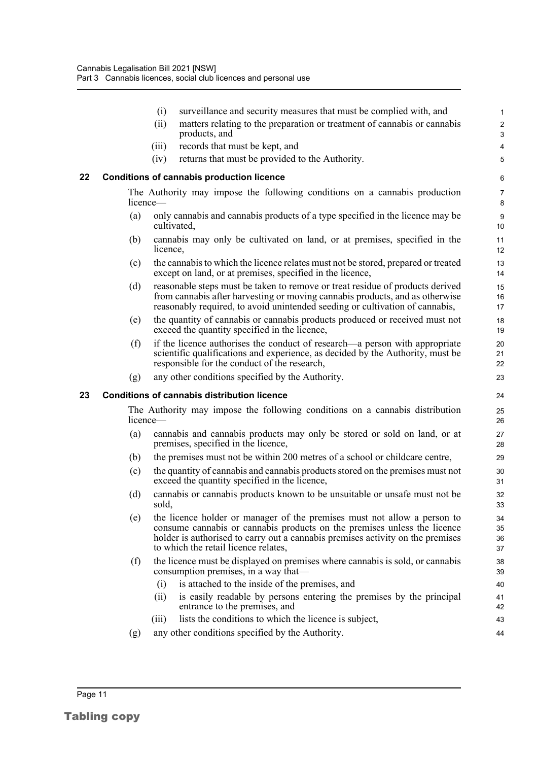(i) surveillance and security measures that must be complied with, and

(ii) matters relating to the preparation or treatment of cannabis or cannabis products, and

(iii) records that must be kept, and

(iv) returns that must be provided to the Authority.

### 22 Conditions of cannabis production licence

The Authority may impose the following conditions on a cannabis production licence—

(a) only cannabis and cannabis products of a type specified in the licence may be cultivated,

(b) cannabis may only be cultivated on land, or at premises, specified in the licence,

(c) the cannabis to which the licence relates must not be stored, prepared or treated except on land, or at premises, specified in the licence,

(d) reasonable steps must be taken to remove or treat residue of products derived from cannabis after harvesting or moving cannabis products, and as otherwise reasonably required, to avoid unintended seeding or cultivation of cannabis,

(e) the quantity of cannabis or cannabis products produced or received must not exceed the quantity specified in the licence,

(f) if the licence authorises the conduct of research—a person with appropriate scientific qualifications and experience, as decided by the Authority, must be responsible for the conduct of the research,

(g) any other conditions specified by the Authority.

### 23 Conditions of cannabis distribution licence

The Authority may impose the following conditions on a cannabis distribution licence—

(a) cannabis and cannabis products may only be stored or sold on land, or at premises, specified in the licence,

(b) the premises must not be within 200 metres of a school or childcare centre,

(c) the quantity of cannabis and cannabis products stored on the premises must not exceed the quantity specified in the licence,

(d) cannabis or cannabis products known to be unsuitable or unsafe must not be sold,

(e) the licence holder or manager of the premises must not allow a person to consume cannabis or cannabis products on the premises unless the licence holder is authorised to carry out a cannabis premises activity on the premises to which the retail licence relates,

(f) the licence must be displayed on premises where cannabis is sold, or cannabis consumption premises, in a way that—

(i) is attached to the inside of the premises, and

(ii) is easily readable by persons entering the premises by the principal entrance to the premises, and

(iii) lists the conditions to which the licence is subject,

(g) any other conditions specified by the Authority.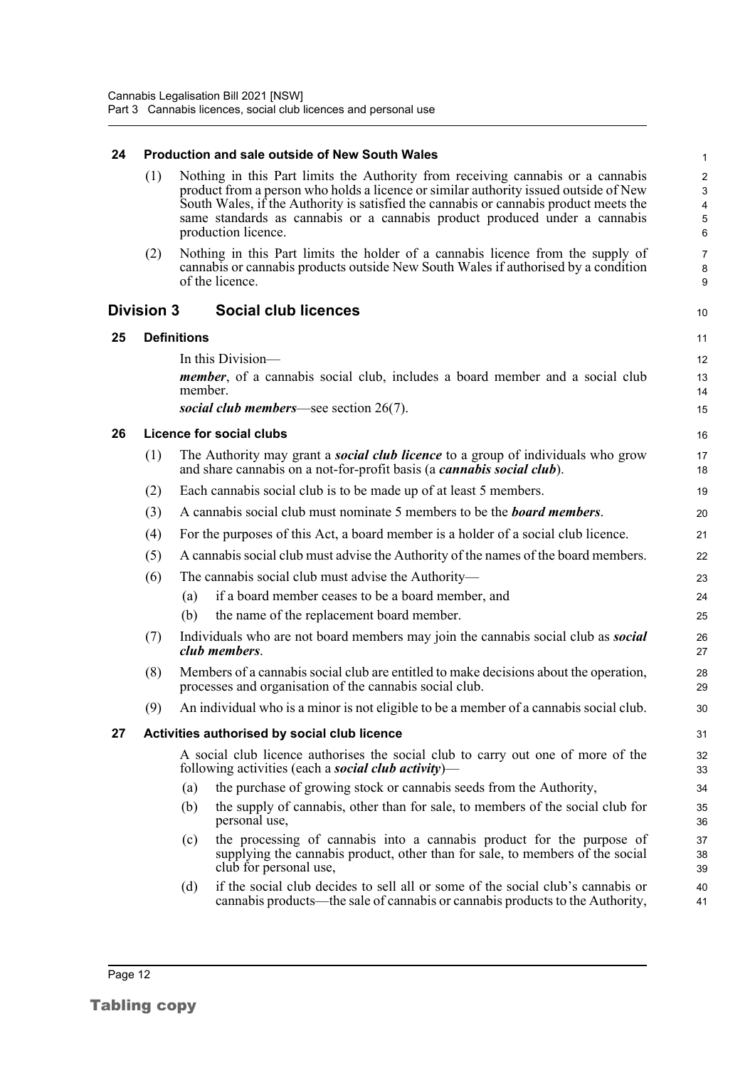### 24 Production and sale outside of New South Wales

(1) Nothing in this Part limits the Authority from receiving cannabis or a cannabis product from a person who holds a licence or similar authority issued outside of New South Wales, if the Authority is satisfied the cannabis or cannabis product meets the same standards as cannabis or a cannabis product produced under a cannabis production licence.

(2) Nothing in this Part limits the holder of a cannabis licence from the supply of cannabis or cannabis products outside New South Wales if authorised by a condition of the licence.

## Division 3 Social club licences

### 25 Definitions

In this Division—

***member***, of a cannabis social club, includes a board member and a social club member.

***social club members***—see section 26(7).

### 26 Licence for social clubs

(1) The Authority may grant a ***social club licence*** to a group of individuals who grow and share cannabis on a not-for-profit basis (a ***cannabis social club***).

(2) Each cannabis social club is to be made up of at least 5 members.

(3) A cannabis social club must nominate 5 members to be the ***board members***.

(4) For the purposes of this Act, a board member is a holder of a social club licence.

(5) A cannabis social club must advise the Authority of the names of the board members.

(6) The cannabis social club must advise the Authority—

- (a) if a board member ceases to be a board member, and
- (b) the name of the replacement board member.

(7) Individuals who are not board members may join the cannabis social club as ***social club members***.

(8) Members of a cannabis social club are entitled to make decisions about the operation, processes and organisation of the cannabis social club.

(9) An individual who is a minor is not eligible to be a member of a cannabis social club.

### 27 Activities authorised by social club licence

A social club licence authorises the social club to carry out one of more of the following activities (each a ***social club activity***)—

- (a) the purchase of growing stock or cannabis seeds from the Authority,
- (b) the supply of cannabis, other than for sale, to members of the social club for personal use,
- (c) the processing of cannabis into a cannabis product for the purpose of supplying the cannabis product, other than for sale, to members of the social club for personal use,
- (d) if the social club decides to sell all or some of the social club's cannabis or cannabis products—the sale of cannabis or cannabis products to the Authority,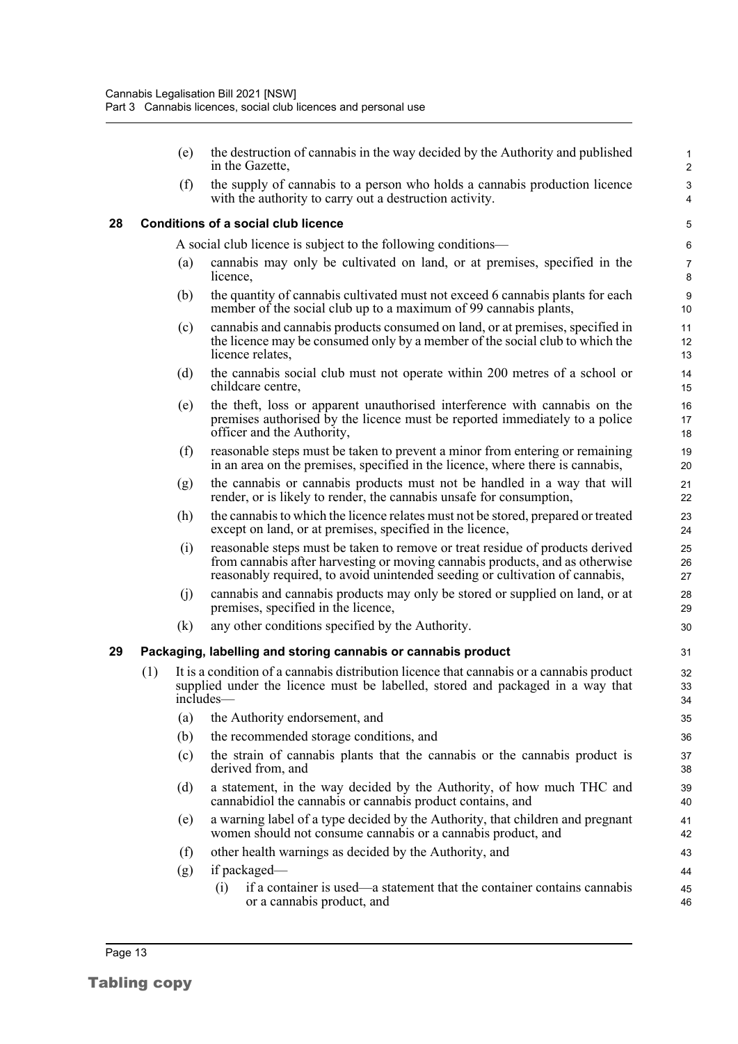(e) the destruction of cannabis in the way decided by the Authority and published in the Gazette,

(f) the supply of cannabis to a person who holds a cannabis production licence with the authority to carry out a destruction activity.

### 28 Conditions of a social club licence

A social club licence is subject to the following conditions—

(a) cannabis may only be cultivated on land, or at premises, specified in the licence,

(b) the quantity of cannabis cultivated must not exceed 6 cannabis plants for each member of the social club up to a maximum of 99 cannabis plants,

(c) cannabis and cannabis products consumed on land, or at premises, specified in the licence may be consumed only by a member of the social club to which the licence relates,

(d) the cannabis social club must not operate within 200 metres of a school or childcare centre,

(e) the theft, loss or apparent unauthorised interference with cannabis on the premises authorised by the licence must be reported immediately to a police officer and the Authority,

(f) reasonable steps must be taken to prevent a minor from entering or remaining in an area on the premises, specified in the licence, where there is cannabis,

(g) the cannabis or cannabis products must not be handled in a way that will render, or is likely to render, the cannabis unsafe for consumption,

(h) the cannabis to which the licence relates must not be stored, prepared or treated except on land, or at premises, specified in the licence,

(i) reasonable steps must be taken to remove or treat residue of products derived from cannabis after harvesting or moving cannabis products, and as otherwise reasonably required, to avoid unintended seeding or cultivation of cannabis,

(j) cannabis and cannabis products may only be stored or supplied on land, or at premises, specified in the licence,

(k) any other conditions specified by the Authority.

### 29 Packaging, labelling and storing cannabis or cannabis product

(1) It is a condition of a cannabis distribution licence that cannabis or a cannabis product supplied under the licence must be labelled, stored and packaged in a way that includes—

(a) the Authority endorsement, and

(b) the recommended storage conditions, and

(c) the strain of cannabis plants that the cannabis or the cannabis product is derived from, and

(d) a statement, in the way decided by the Authority, of how much THC and cannabidiol the cannabis or cannabis product contains, and

(e) a warning label of a type decided by the Authority, that children and pregnant women should not consume cannabis or a cannabis product, and

(f) other health warnings as decided by the Authority, and

(g) if packaged—

(i) if a container is used—a statement that the container contains cannabis or a cannabis product, and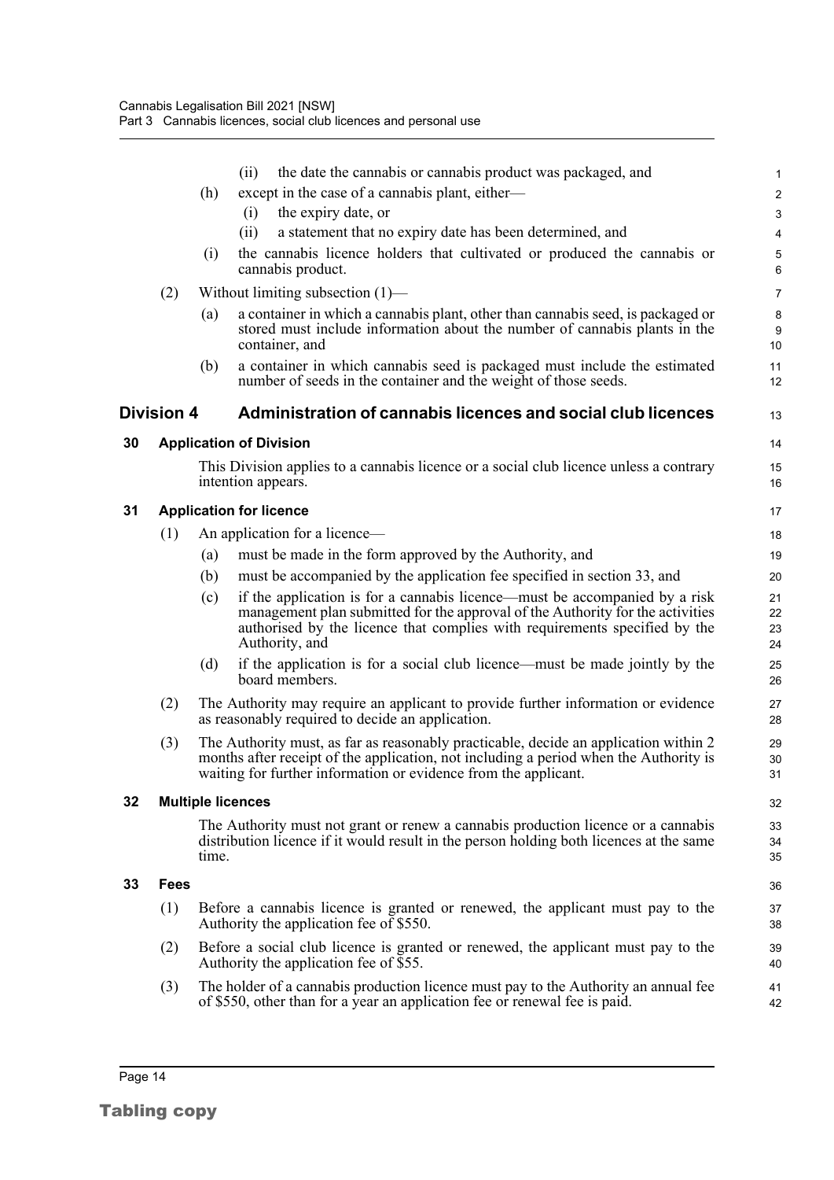(ii) the date the cannabis or cannabis product was packaged, and

(h) except in the case of a cannabis plant, either—

(i) the expiry date, or

(ii) a statement that no expiry date has been determined, and

(i) the cannabis licence holders that cultivated or produced the cannabis or cannabis product.

(2) Without limiting subsection (1)—

(a) a container in which a cannabis plant, other than cannabis seed, is packaged or stored must include information about the number of cannabis plants in the container, and

(b) a container in which cannabis seed is packaged must include the estimated number of seeds in the container and the weight of those seeds.

## Division 4 Administration of cannabis licences and social club licences

### 30 Application of Division

This Division applies to a cannabis licence or a social club licence unless a contrary intention appears.

### 31 Application for licence

(1) An application for a licence—

(a) must be made in the form approved by the Authority, and

(b) must be accompanied by the application fee specified in section 33, and

(c) if the application is for a cannabis licence—must be accompanied by a risk management plan submitted for the approval of the Authority for the activities authorised by the licence that complies with requirements specified by the Authority, and

(d) if the application is for a social club licence—must be made jointly by the board members.

(2) The Authority may require an applicant to provide further information or evidence as reasonably required to decide an application.

(3) The Authority must, as far as reasonably practicable, decide an application within 2 months after receipt of the application, not including a period when the Authority is waiting for further information or evidence from the applicant.

### 32 Multiple licences

The Authority must not grant or renew a cannabis production licence or a cannabis distribution licence if it would result in the person holding both licences at the same time.

### 33 Fees

(1) Before a cannabis licence is granted or renewed, the applicant must pay to the Authority the application fee of $550.

(2) Before a social club licence is granted or renewed, the applicant must pay to the Authority the application fee of $55.

(3) The holder of a cannabis production licence must pay to the Authority an annual fee of $550, other than for a year an application fee or renewal fee is paid.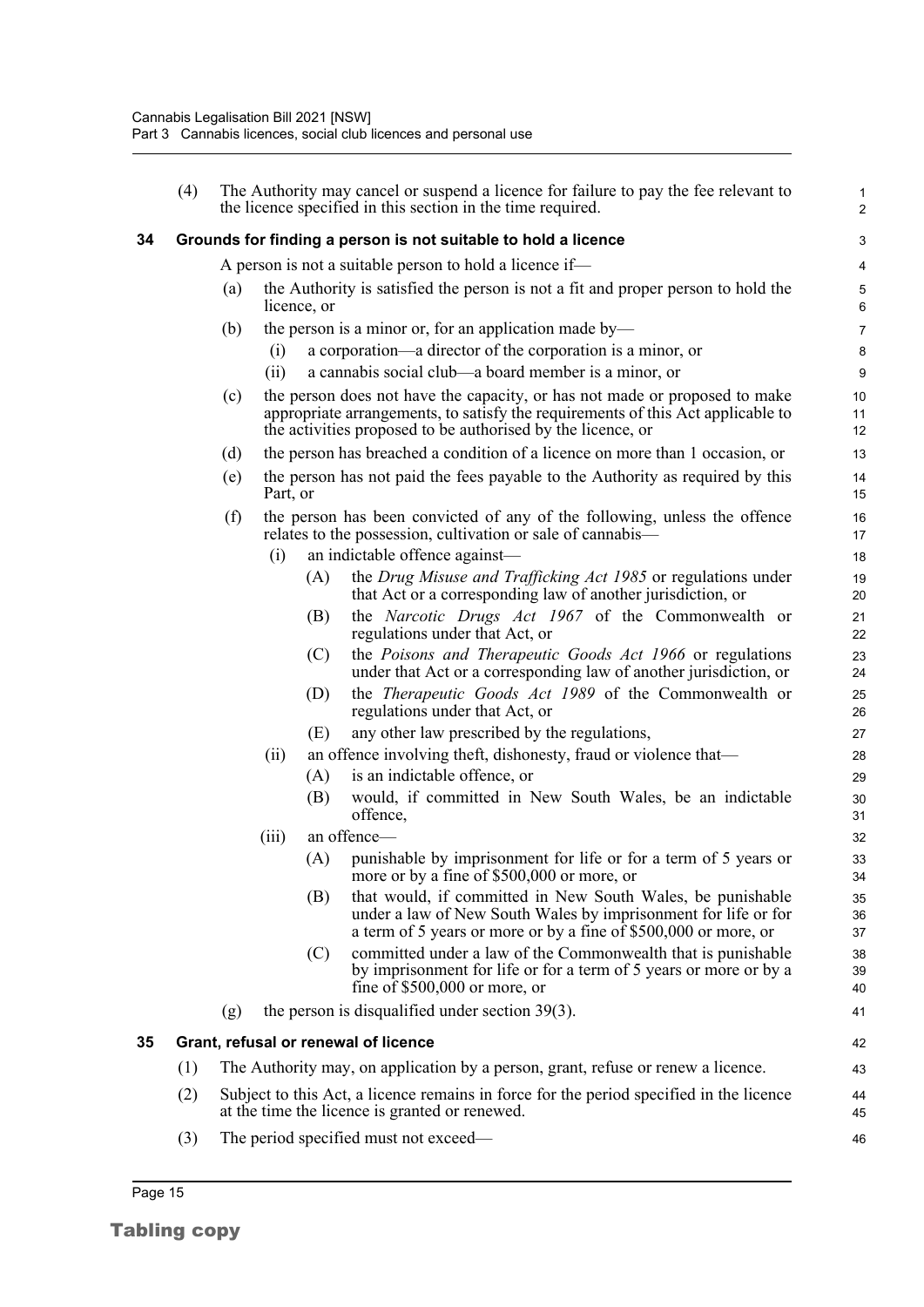(4) The Authority may cancel or suspend a licence for failure to pay the fee relevant to the licence specified in this section in the time required.

### 34 Grounds for finding a person is not suitable to hold a licence

A person is not a suitable person to hold a licence if—

(a) the Authority is satisfied the person is not a fit and proper person to hold the licence, or

(b) the person is a minor or, for an application made by—

  (i) a corporation—a director of the corporation is a minor, or

  (ii) a cannabis social club—a board member is a minor, or

(c) the person does not have the capacity, or has not made or proposed to make appropriate arrangements, to satisfy the requirements of this Act applicable to the activities proposed to be authorised by the licence, or

(d) the person has breached a condition of a licence on more than 1 occasion, or

(e) the person has not paid the fees payable to the Authority as required by this Part, or

(f) the person has been convicted of any of the following, unless the offence relates to the possession, cultivation or sale of cannabis—

  (i) an indictable offence against—

    (A) the *Drug Misuse and Trafficking Act 1985* or regulations under that Act or a corresponding law of another jurisdiction, or

    (B) the *Narcotic Drugs Act 1967* of the Commonwealth or regulations under that Act, or

    (C) the *Poisons and Therapeutic Goods Act 1966* or regulations under that Act or a corresponding law of another jurisdiction, or

    (D) the *Therapeutic Goods Act 1989* of the Commonwealth or regulations under that Act, or

    (E) any other law prescribed by the regulations,

  (ii) an offence involving theft, dishonesty, fraud or violence that—

    (A) is an indictable offence, or

    (B) would, if committed in New South Wales, be an indictable offence,

  (iii) an offence—

    (A) punishable by imprisonment for life or for a term of 5 years or more or by a fine of $500,000 or more, or

    (B) that would, if committed in New South Wales, be punishable under a law of New South Wales by imprisonment for life or for a term of 5 years or more or by a fine of $500,000 or more, or

    (C) committed under a law of the Commonwealth that is punishable by imprisonment for life or for a term of 5 years or more or by a fine of $500,000 or more, or

(g) the person is disqualified under section 39(3).

### 35 Grant, refusal or renewal of licence

(1) The Authority may, on application by a person, grant, refuse or renew a licence.

(2) Subject to this Act, a licence remains in force for the period specified in the licence at the time the licence is granted or renewed.

(3) The period specified must not exceed—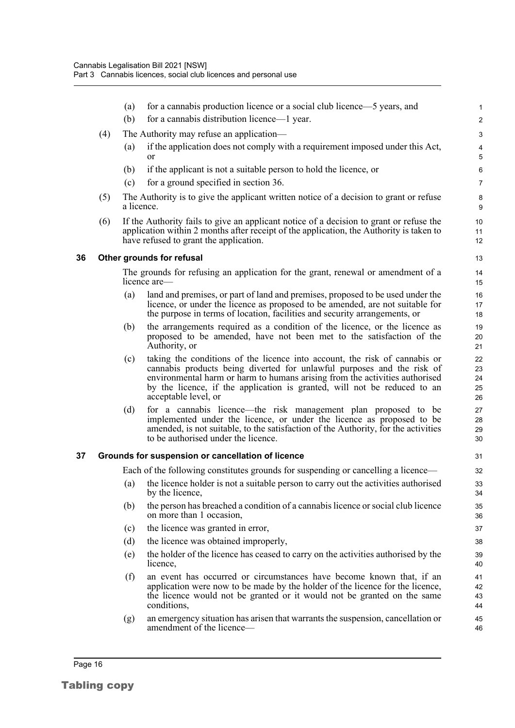(a) for a cannabis production licence or a social club licence—5 years, and

(b) for a cannabis distribution licence—1 year.

(4) The Authority may refuse an application—

(a) if the application does not comply with a requirement imposed under this Act, or

(b) if the applicant is not a suitable person to hold the licence, or

(c) for a ground specified in section 36.

(5) The Authority is to give the applicant written notice of a decision to grant or refuse a licence.

(6) If the Authority fails to give an applicant notice of a decision to grant or refuse the application within 2 months after receipt of the application, the Authority is taken to have refused to grant the application.

### 36 Other grounds for refusal

The grounds for refusing an application for the grant, renewal or amendment of a licence are—

(a) land and premises, or part of land and premises, proposed to be used under the licence, or under the licence as proposed to be amended, are not suitable for the purpose in terms of location, facilities and security arrangements, or

(b) the arrangements required as a condition of the licence, or the licence as proposed to be amended, have not been met to the satisfaction of the Authority, or

(c) taking the conditions of the licence into account, the risk of cannabis or cannabis products being diverted for unlawful purposes and the risk of environmental harm or harm to humans arising from the activities authorised by the licence, if the application is granted, will not be reduced to an acceptable level, or

(d) for a cannabis licence—the risk management plan proposed to be implemented under the licence, or under the licence as proposed to be amended, is not suitable, to the satisfaction of the Authority, for the activities to be authorised under the licence.

### 37 Grounds for suspension or cancellation of licence

Each of the following constitutes grounds for suspending or cancelling a licence—

(a) the licence holder is not a suitable person to carry out the activities authorised by the licence,

(b) the person has breached a condition of a cannabis licence or social club licence on more than 1 occasion,

(c) the licence was granted in error,

(d) the licence was obtained improperly,

(e) the holder of the licence has ceased to carry on the activities authorised by the licence,

(f) an event has occurred or circumstances have become known that, if an application were now to be made by the holder of the licence for the licence, the licence would not be granted or it would not be granted on the same conditions,

(g) an emergency situation has arisen that warrants the suspension, cancellation or amendment of the licence—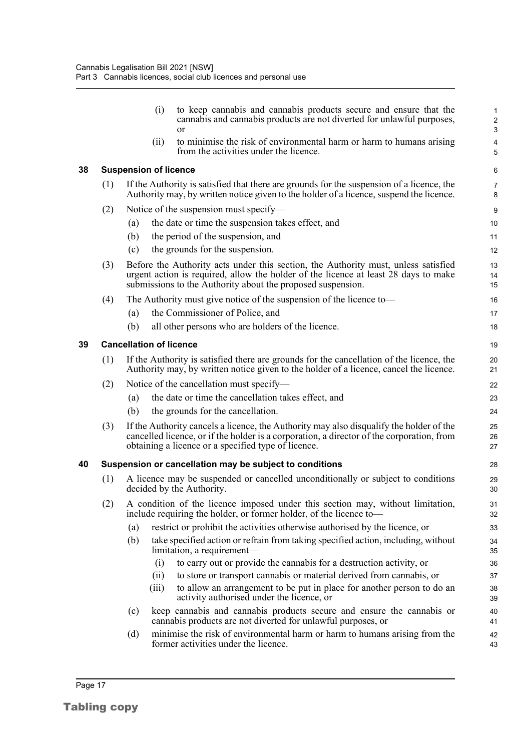(i) to keep cannabis and cannabis products secure and ensure that the cannabis and cannabis products are not diverted for unlawful purposes, or

(ii) to minimise the risk of environmental harm or harm to humans arising from the activities under the licence.

### 38 Suspension of licence

(1) If the Authority is satisfied that there are grounds for the suspension of a licence, the Authority may, by written notice given to the holder of a licence, suspend the licence.

(2) Notice of the suspension must specify—

(a) the date or time the suspension takes effect, and

(b) the period of the suspension, and

(c) the grounds for the suspension.

(3) Before the Authority acts under this section, the Authority must, unless satisfied urgent action is required, allow the holder of the licence at least 28 days to make submissions to the Authority about the proposed suspension.

(4) The Authority must give notice of the suspension of the licence to—

(a) the Commissioner of Police, and

(b) all other persons who are holders of the licence.

### 39 Cancellation of licence

(1) If the Authority is satisfied there are grounds for the cancellation of the licence, the Authority may, by written notice given to the holder of a licence, cancel the licence.

(2) Notice of the cancellation must specify—

(a) the date or time the cancellation takes effect, and

(b) the grounds for the cancellation.

(3) If the Authority cancels a licence, the Authority may also disqualify the holder of the cancelled licence, or if the holder is a corporation, a director of the corporation, from obtaining a licence or a specified type of licence.

### 40 Suspension or cancellation may be subject to conditions

(1) A licence may be suspended or cancelled unconditionally or subject to conditions decided by the Authority.

(2) A condition of the licence imposed under this section may, without limitation, include requiring the holder, or former holder, of the licence to—

(a) restrict or prohibit the activities otherwise authorised by the licence, or

(b) take specified action or refrain from taking specified action, including, without limitation, a requirement—

(i) to carry out or provide the cannabis for a destruction activity, or

(ii) to store or transport cannabis or material derived from cannabis, or

(iii) to allow an arrangement to be put in place for another person to do an activity authorised under the licence, or

(c) keep cannabis and cannabis products secure and ensure the cannabis or cannabis products are not diverted for unlawful purposes, or

(d) minimise the risk of environmental harm or harm to humans arising from the former activities under the licence.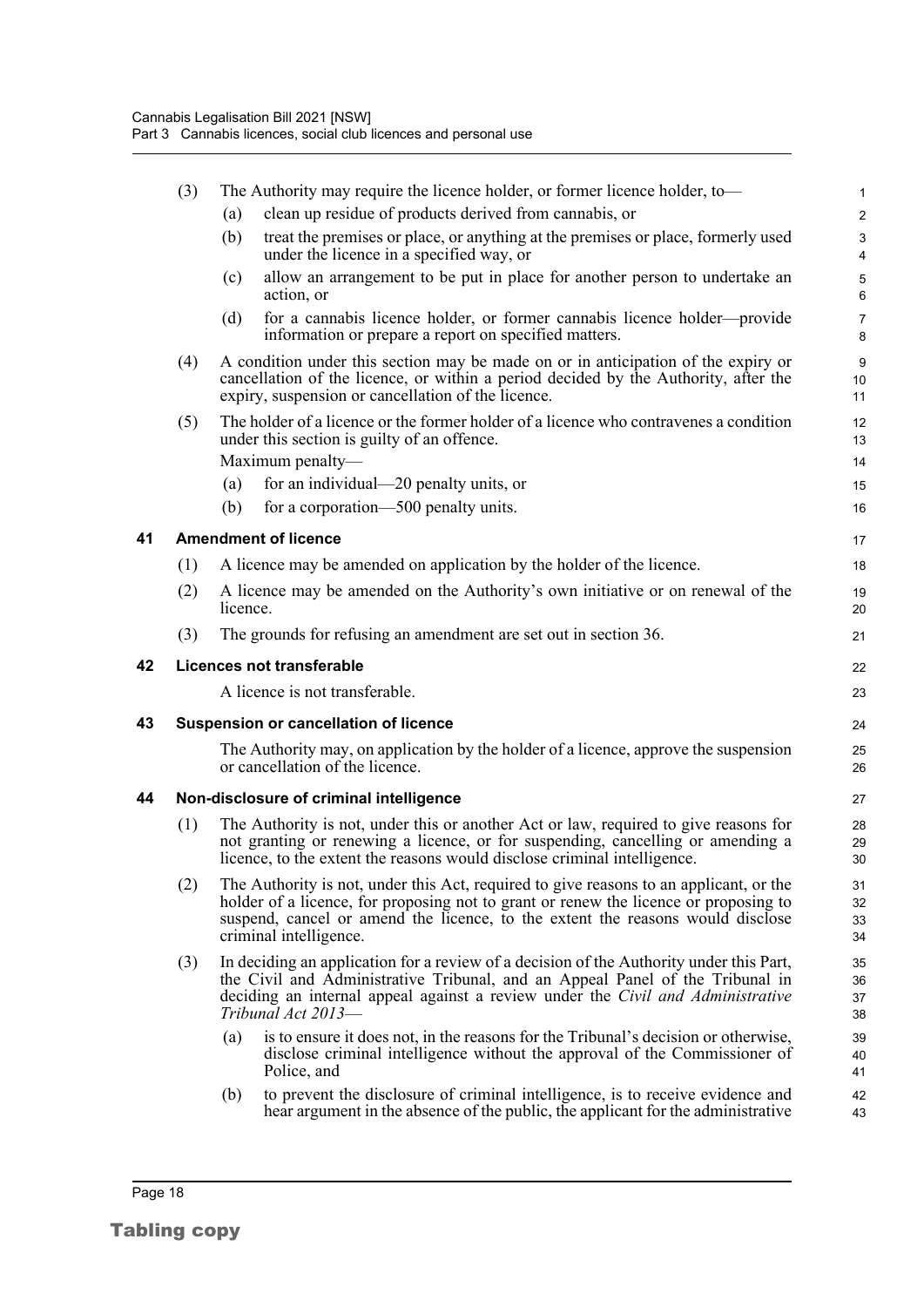(3) The Authority may require the licence holder, or former licence holder, to—

(a) clean up residue of products derived from cannabis, or

(b) treat the premises or place, or anything at the premises or place, formerly used under the licence in a specified way, or

(c) allow an arrangement to be put in place for another person to undertake an action, or

(d) for a cannabis licence holder, or former cannabis licence holder—provide information or prepare a report on specified matters.

(4) A condition under this section may be made on or in anticipation of the expiry or cancellation of the licence, or within a period decided by the Authority, after the expiry, suspension or cancellation of the licence.

(5) The holder of a licence or the former holder of a licence who contravenes a condition under this section is guilty of an offence.

Maximum penalty—

(a) for an individual—20 penalty units, or

(b) for a corporation—500 penalty units.

### 41 Amendment of licence

(1) A licence may be amended on application by the holder of the licence.

(2) A licence may be amended on the Authority's own initiative or on renewal of the licence.

(3) The grounds for refusing an amendment are set out in section 36.

### 42 Licences not transferable

A licence is not transferable.

### 43 Suspension or cancellation of licence

The Authority may, on application by the holder of a licence, approve the suspension or cancellation of the licence.

### 44 Non-disclosure of criminal intelligence

(1) The Authority is not, under this or another Act or law, required to give reasons for not granting or renewing a licence, or for suspending, cancelling or amending a licence, to the extent the reasons would disclose criminal intelligence.

(2) The Authority is not, under this Act, required to give reasons to an applicant, or the holder of a licence, for proposing not to grant or renew the licence or proposing to suspend, cancel or amend the licence, to the extent the reasons would disclose criminal intelligence.

(3) In deciding an application for a review of a decision of the Authority under this Part, the Civil and Administrative Tribunal, and an Appeal Panel of the Tribunal in deciding an internal appeal against a review under the *Civil and Administrative Tribunal Act 2013*—

(a) is to ensure it does not, in the reasons for the Tribunal's decision or otherwise, disclose criminal intelligence without the approval of the Commissioner of Police, and

(b) to prevent the disclosure of criminal intelligence, is to receive evidence and hear argument in the absence of the public, the applicant for the administrative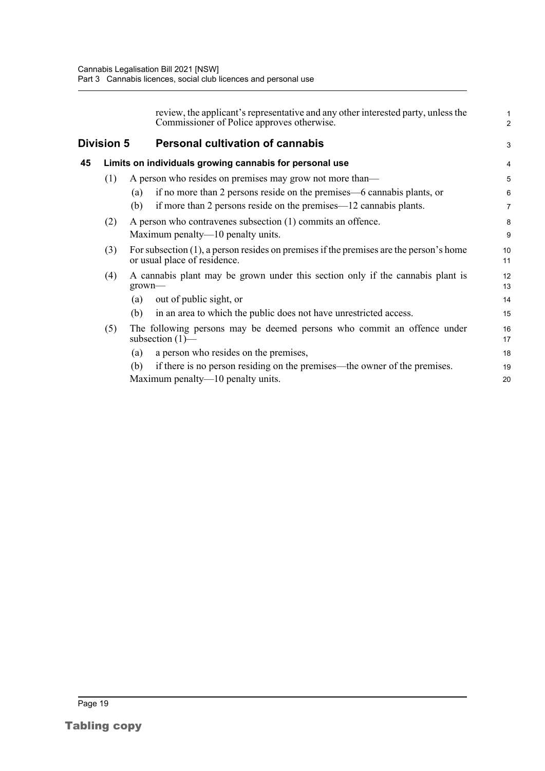review, the applicant's representative and any other interested party, unless the Commissioner of Police approves otherwise.

## Division 5 Personal cultivation of cannabis

### 45 Limits on individuals growing cannabis for personal use

(1) A person who resides on premises may grow not more than—

(a) if no more than 2 persons reside on the premises—6 cannabis plants, or

(b) if more than 2 persons reside on the premises—12 cannabis plants.

(2) A person who contravenes subsection (1) commits an offence.

Maximum penalty—10 penalty units.

(3) For subsection (1), a person resides on premises if the premises are the person's home or usual place of residence.

(4) A cannabis plant may be grown under this section only if the cannabis plant is grown—

(a) out of public sight, or

(b) in an area to which the public does not have unrestricted access.

(5) The following persons may be deemed persons who commit an offence under subsection (1)—

(a) a person who resides on the premises,

(b) if there is no person residing on the premises—the owner of the premises.

Maximum penalty—10 penalty units.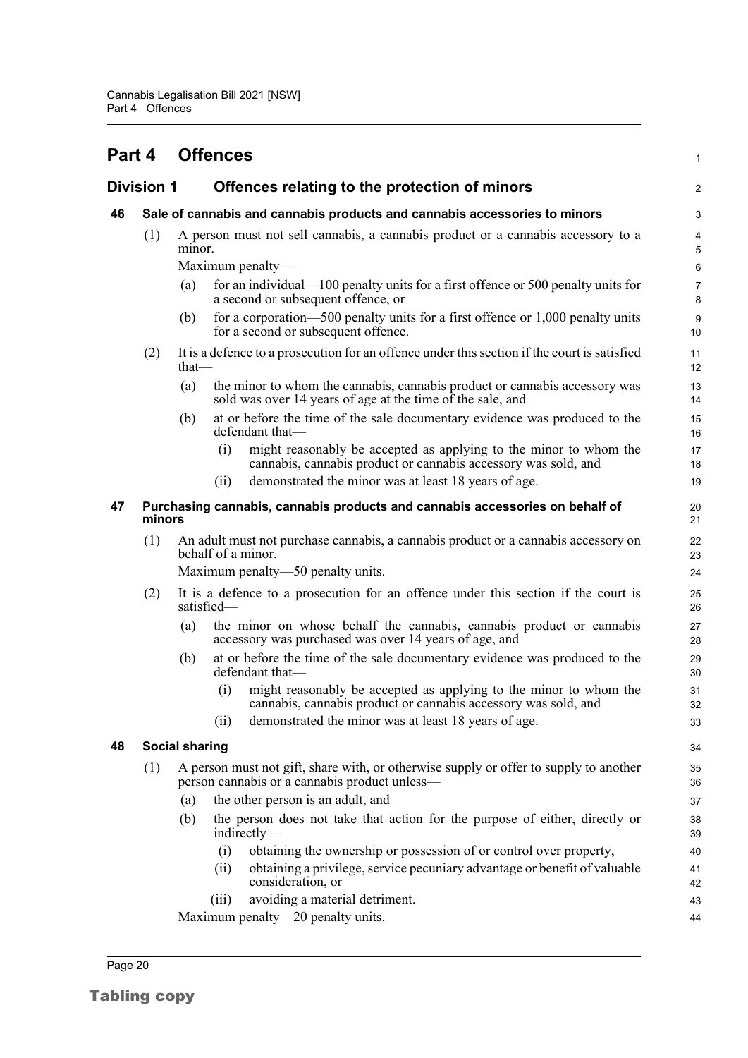# Part 4 Offences

## Division 1 Offences relating to the protection of minors

### 46 Sale of cannabis and cannabis products and cannabis accessories to minors

(1) A person must not sell cannabis, a cannabis product or a cannabis accessory to a minor.

Maximum penalty—

(a) for an individual—100 penalty units for a first offence or 500 penalty units for a second or subsequent offence, or

(b) for a corporation—500 penalty units for a first offence or 1,000 penalty units for a second or subsequent offence.

(2) It is a defence to a prosecution for an offence under this section if the court is satisfied that—

(a) the minor to whom the cannabis, cannabis product or cannabis accessory was sold was over 14 years of age at the time of the sale, and

(b) at or before the time of the sale documentary evidence was produced to the defendant that—

(i) might reasonably be accepted as applying to the minor to whom the cannabis, cannabis product or cannabis accessory was sold, and

(ii) demonstrated the minor was at least 18 years of age.

### 47 Purchasing cannabis, cannabis products and cannabis accessories on behalf of minors

(1) An adult must not purchase cannabis, a cannabis product or a cannabis accessory on behalf of a minor.

Maximum penalty—50 penalty units.

(2) It is a defence to a prosecution for an offence under this section if the court is satisfied—

(a) the minor on whose behalf the cannabis, cannabis product or cannabis accessory was purchased was over 14 years of age, and

(b) at or before the time of the sale documentary evidence was produced to the defendant that—

(i) might reasonably be accepted as applying to the minor to whom the cannabis, cannabis product or cannabis accessory was sold, and

(ii) demonstrated the minor was at least 18 years of age.

### 48 Social sharing

(1) A person must not gift, share with, or otherwise supply or offer to supply to another person cannabis or a cannabis product unless—

(a) the other person is an adult, and

(b) the person does not take that action for the purpose of either, directly or indirectly—

(i) obtaining the ownership or possession of or control over property,

(ii) obtaining a privilege, service pecuniary advantage or benefit of valuable consideration, or

(iii) avoiding a material detriment.

Maximum penalty—20 penalty units.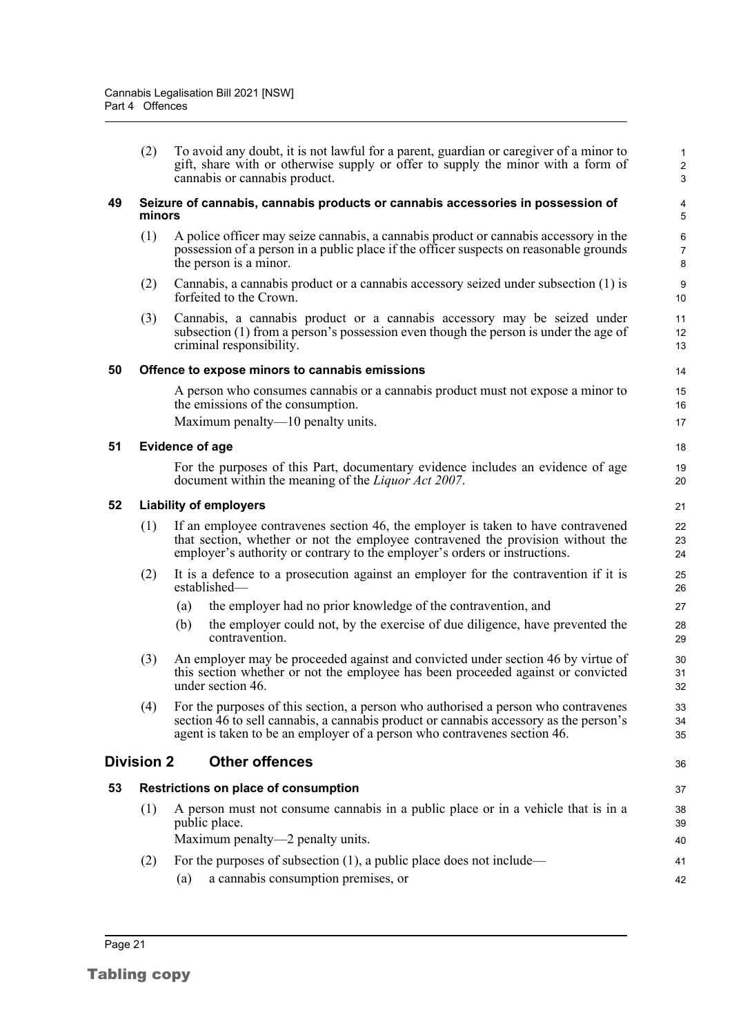(2) To avoid any doubt, it is not lawful for a parent, guardian or caregiver of a minor to gift, share with or otherwise supply or offer to supply the minor with a form of cannabis or cannabis product.

### 49 Seizure of cannabis, cannabis products or cannabis accessories in possession of minors

(1) A police officer may seize cannabis, a cannabis product or cannabis accessory in the possession of a person in a public place if the officer suspects on reasonable grounds the person is a minor.

(2) Cannabis, a cannabis product or a cannabis accessory seized under subsection (1) is forfeited to the Crown.

(3) Cannabis, a cannabis product or a cannabis accessory may be seized under subsection (1) from a person's possession even though the person is under the age of criminal responsibility.

### 50 Offence to expose minors to cannabis emissions

A person who consumes cannabis or a cannabis product must not expose a minor to the emissions of the consumption.

Maximum penalty—10 penalty units.

### 51 Evidence of age

For the purposes of this Part, documentary evidence includes an evidence of age document within the meaning of the *Liquor Act 2007*.

### 52 Liability of employers

(1) If an employee contravenes section 46, the employer is taken to have contravened that section, whether or not the employee contravened the provision without the employer's authority or contrary to the employer's orders or instructions.

(2) It is a defence to a prosecution against an employer for the contravention if it is established—

(a) the employer had no prior knowledge of the contravention, and

(b) the employer could not, by the exercise of due diligence, have prevented the contravention.

(3) An employer may be proceeded against and convicted under section 46 by virtue of this section whether or not the employee has been proceeded against or convicted under section 46.

(4) For the purposes of this section, a person who authorised a person who contravenes section 46 to sell cannabis, a cannabis product or cannabis accessory as the person's agent is taken to be an employer of a person who contravenes section 46.

## Division 2 Other offences

### 53 Restrictions on place of consumption

(1) A person must not consume cannabis in a public place or in a vehicle that is in a public place.

Maximum penalty—2 penalty units.

(2) For the purposes of subsection (1), a public place does not include—

(a) a cannabis consumption premises, or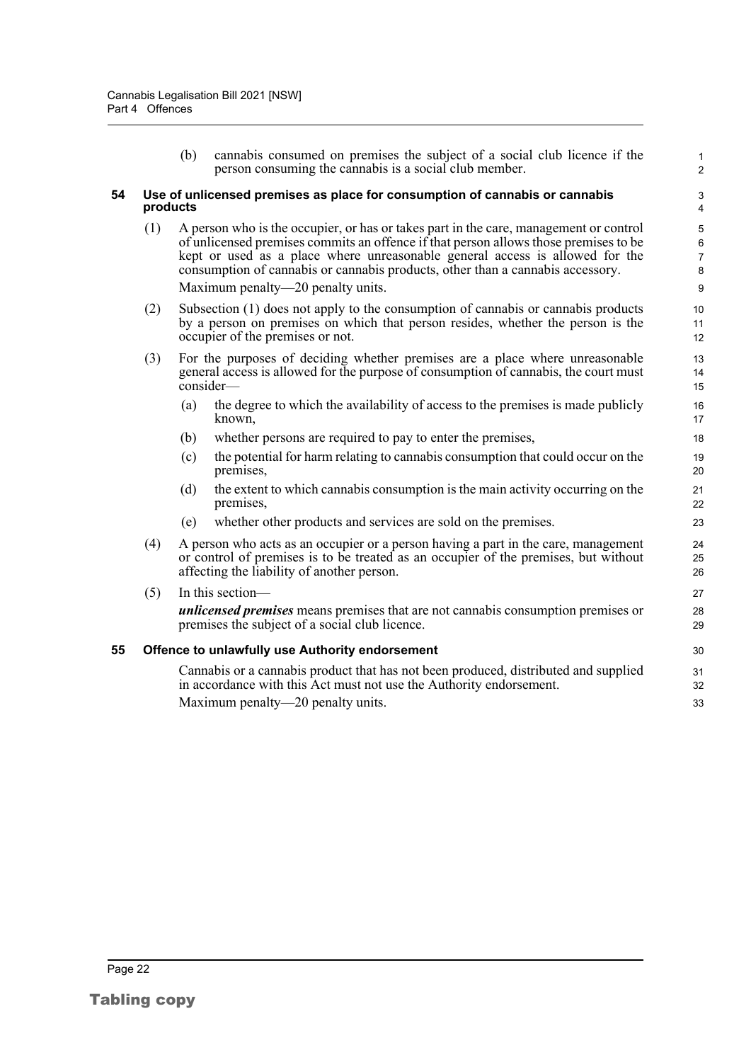(b) cannabis consumed on premises the subject of a social club licence if the person consuming the cannabis is a social club member.

### 54 Use of unlicensed premises as place for consumption of cannabis or cannabis products

(1) A person who is the occupier, or has or takes part in the care, management or control of unlicensed premises commits an offence if that person allows those premises to be kept or used as a place where unreasonable general access is allowed for the consumption of cannabis or cannabis products, other than a cannabis accessory.

Maximum penalty—20 penalty units.

(2) Subsection (1) does not apply to the consumption of cannabis or cannabis products by a person on premises on which that person resides, whether the person is the occupier of the premises or not.

(3) For the purposes of deciding whether premises are a place where unreasonable general access is allowed for the purpose of consumption of cannabis, the court must consider—

(a) the degree to which the availability of access to the premises is made publicly known,

(b) whether persons are required to pay to enter the premises,

(c) the potential for harm relating to cannabis consumption that could occur on the premises,

(d) the extent to which cannabis consumption is the main activity occurring on the premises,

(e) whether other products and services are sold on the premises.

(4) A person who acts as an occupier or a person having a part in the care, management or control of premises is to be treated as an occupier of the premises, but without affecting the liability of another person.

(5) In this section—

***unlicensed premises*** means premises that are not cannabis consumption premises or premises the subject of a social club licence.

### 55 Offence to unlawfully use Authority endorsement

Cannabis or a cannabis product that has not been produced, distributed and supplied in accordance with this Act must not use the Authority endorsement.

Maximum penalty—20 penalty units.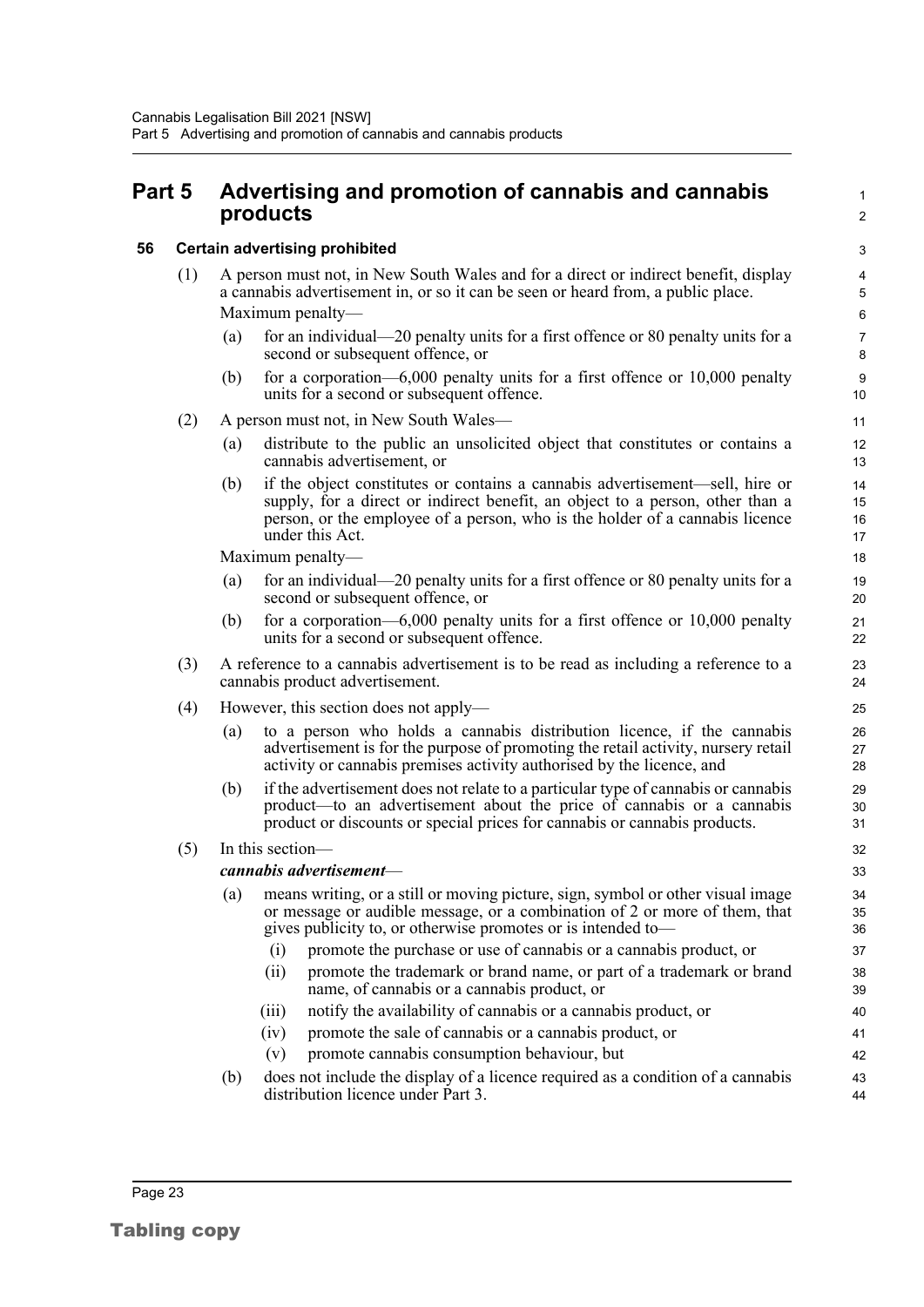# Part 5 Advertising and promotion of cannabis and cannabis products

## 56 Certain advertising prohibited

(1) A person must not, in New South Wales and for a direct or indirect benefit, display a cannabis advertisement in, or so it can be seen or heard from, a public place.

Maximum penalty—

- (a) for an individual—20 penalty units for a first offence or 80 penalty units for a second or subsequent offence, or
- (b) for a corporation—6,000 penalty units for a first offence or 10,000 penalty units for a second or subsequent offence.

(2) A person must not, in New South Wales—

- (a) distribute to the public an unsolicited object that constitutes or contains a cannabis advertisement, or
- (b) if the object constitutes or contains a cannabis advertisement—sell, hire or supply, for a direct or indirect benefit, an object to a person, other than a person, or the employee of a person, who is the holder of a cannabis licence under this Act.

Maximum penalty—

- (a) for an individual—20 penalty units for a first offence or 80 penalty units for a second or subsequent offence, or
- (b) for a corporation—6,000 penalty units for a first offence or 10,000 penalty units for a second or subsequent offence.

(3) A reference to a cannabis advertisement is to be read as including a reference to a cannabis product advertisement.

(4) However, this section does not apply—

- (a) to a person who holds a cannabis distribution licence, if the cannabis advertisement is for the purpose of promoting the retail activity, nursery retail activity or cannabis premises activity authorised by the licence, and
- (b) if the advertisement does not relate to a particular type of cannabis or cannabis product—to an advertisement about the price of cannabis or a cannabis product or discounts or special prices for cannabis or cannabis products.

(5) In this section—

***cannabis advertisement***—

- (a) means writing, or a still or moving picture, sign, symbol or other visual image or message or audible message, or a combination of 2 or more of them, that gives publicity to, or otherwise promotes or is intended to—
  - (i) promote the purchase or use of cannabis or a cannabis product, or
  - (ii) promote the trademark or brand name, or part of a trademark or brand name, of cannabis or a cannabis product, or
  - (iii) notify the availability of cannabis or a cannabis product, or
  - (iv) promote the sale of cannabis or a cannabis product, or
  - (v) promote cannabis consumption behaviour, but
- (b) does not include the display of a licence required as a condition of a cannabis distribution licence under Part 3.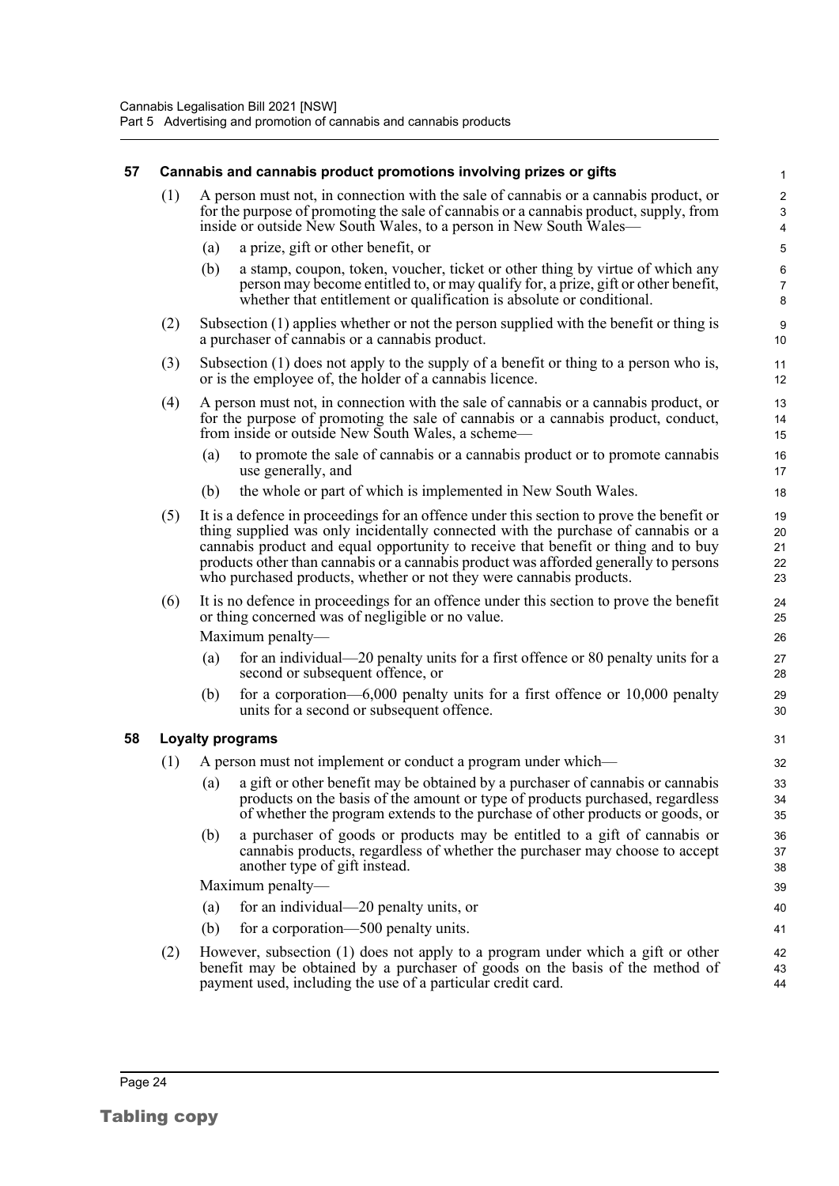### 57 Cannabis and cannabis product promotions involving prizes or gifts

(1) A person must not, in connection with the sale of cannabis or a cannabis product, or for the purpose of promoting the sale of cannabis or a cannabis product, supply, from inside or outside New South Wales, to a person in New South Wales—

(a) a prize, gift or other benefit, or

(b) a stamp, coupon, token, voucher, ticket or other thing by virtue of which any person may become entitled to, or may qualify for, a prize, gift or other benefit, whether that entitlement or qualification is absolute or conditional.

(2) Subsection (1) applies whether or not the person supplied with the benefit or thing is a purchaser of cannabis or a cannabis product.

(3) Subsection (1) does not apply to the supply of a benefit or thing to a person who is, or is the employee of, the holder of a cannabis licence.

(4) A person must not, in connection with the sale of cannabis or a cannabis product, or for the purpose of promoting the sale of cannabis or a cannabis product, conduct, from inside or outside New South Wales, a scheme—

(a) to promote the sale of cannabis or a cannabis product or to promote cannabis use generally, and

(b) the whole or part of which is implemented in New South Wales.

(5) It is a defence in proceedings for an offence under this section to prove the benefit or thing supplied was only incidentally connected with the purchase of cannabis or a cannabis product and equal opportunity to receive that benefit or thing and to buy products other than cannabis or a cannabis product was afforded generally to persons who purchased products, whether or not they were cannabis products.

(6) It is no defence in proceedings for an offence under this section to prove the benefit or thing concerned was of negligible or no value.

Maximum penalty—

(a) for an individual—20 penalty units for a first offence or 80 penalty units for a second or subsequent offence, or

(b) for a corporation—6,000 penalty units for a first offence or 10,000 penalty units for a second or subsequent offence.

### 58 Loyalty programs

(1) A person must not implement or conduct a program under which—

(a) a gift or other benefit may be obtained by a purchaser of cannabis or cannabis products on the basis of the amount or type of products purchased, regardless of whether the program extends to the purchase of other products or goods, or

(b) a purchaser of goods or products may be entitled to a gift of cannabis or cannabis products, regardless of whether the purchaser may choose to accept another type of gift instead.

Maximum penalty—

(a) for an individual—20 penalty units, or

(b) for a corporation—500 penalty units.

(2) However, subsection (1) does not apply to a program under which a gift or other benefit may be obtained by a purchaser of goods on the basis of the method of payment used, including the use of a particular credit card.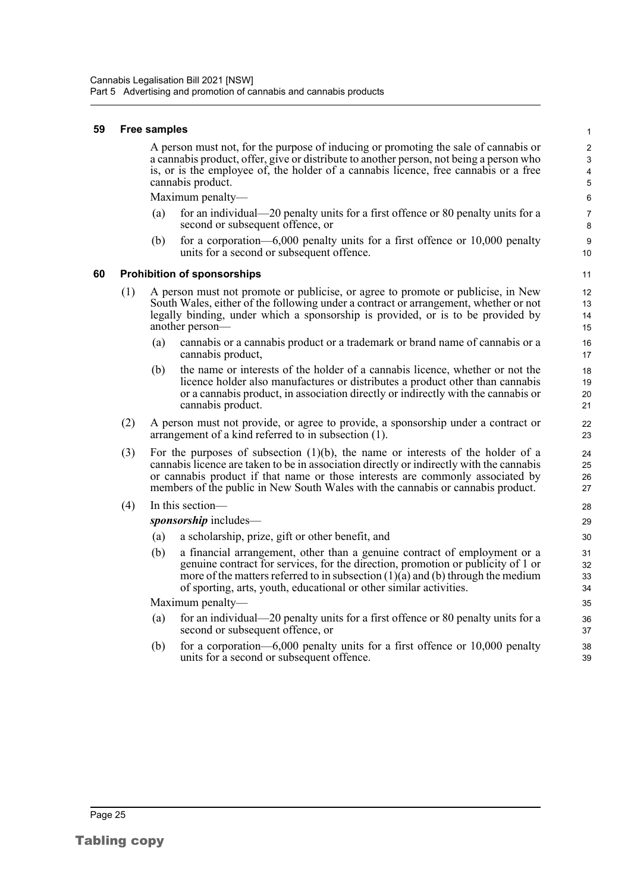### 59 Free samples

A person must not, for the purpose of inducing or promoting the sale of cannabis or a cannabis product, offer, give or distribute to another person, not being a person who is, or is the employee of, the holder of a cannabis licence, free cannabis or a free cannabis product.

Maximum penalty—

(a) for an individual—20 penalty units for a first offence or 80 penalty units for a second or subsequent offence, or

(b) for a corporation—6,000 penalty units for a first offence or 10,000 penalty units for a second or subsequent offence.

### 60 Prohibition of sponsorships

(1) A person must not promote or publicise, or agree to promote or publicise, in New South Wales, either of the following under a contract or arrangement, whether or not legally binding, under which a sponsorship is provided, or is to be provided by another person—

(a) cannabis or a cannabis product or a trademark or brand name of cannabis or a cannabis product,

(b) the name or interests of the holder of a cannabis licence, whether or not the licence holder also manufactures or distributes a product other than cannabis or a cannabis product, in association directly or indirectly with the cannabis or cannabis product.

(2) A person must not provide, or agree to provide, a sponsorship under a contract or arrangement of a kind referred to in subsection (1).

(3) For the purposes of subsection (1)(b), the name or interests of the holder of a cannabis licence are taken to be in association directly or indirectly with the cannabis or cannabis product if that name or those interests are commonly associated by members of the public in New South Wales with the cannabis or cannabis product.

(4) In this section—

***sponsorship*** includes—

(a) a scholarship, prize, gift or other benefit, and

(b) a financial arrangement, other than a genuine contract of employment or a genuine contract for services, for the direction, promotion or publicity of 1 or more of the matters referred to in subsection (1)(a) and (b) through the medium of sporting, arts, youth, educational or other similar activities.

Maximum penalty—

(a) for an individual—20 penalty units for a first offence or 80 penalty units for a second or subsequent offence, or

(b) for a corporation—6,000 penalty units for a first offence or 10,000 penalty units for a second or subsequent offence.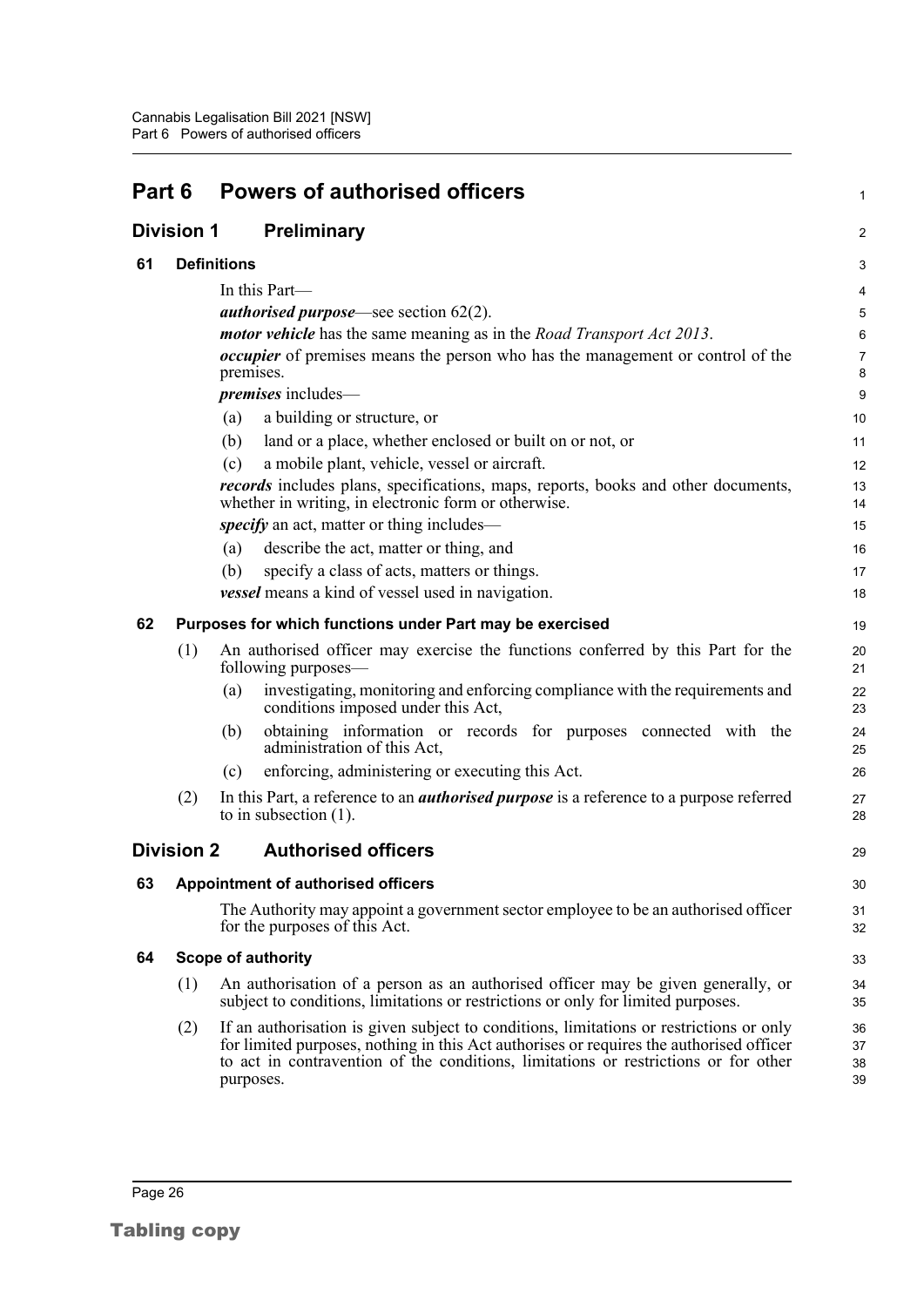# Part 6 Powers of authorised officers

## Division 1 Preliminary

### 61 Definitions

In this Part—

***authorised purpose***—see section 62(2).

***motor vehicle*** has the same meaning as in the *Road Transport Act 2013*.

***occupier*** of premises means the person who has the management or control of the premises.

***premises*** includes—

(a) a building or structure, or

(b) land or a place, whether enclosed or built on or not, or

(c) a mobile plant, vehicle, vessel or aircraft.

***records*** includes plans, specifications, maps, reports, books and other documents, whether in writing, in electronic form or otherwise.

***specify*** an act, matter or thing includes—

(a) describe the act, matter or thing, and

(b) specify a class of acts, matters or things.

***vessel*** means a kind of vessel used in navigation.

### 62 Purposes for which functions under Part may be exercised

(1) An authorised officer may exercise the functions conferred by this Part for the following purposes—

(a) investigating, monitoring and enforcing compliance with the requirements and conditions imposed under this Act,

(b) obtaining information or records for purposes connected with the administration of this Act,

(c) enforcing, administering or executing this Act.

(2) In this Part, a reference to an ***authorised purpose*** is a reference to a purpose referred to in subsection (1).

## Division 2 Authorised officers

### 63 Appointment of authorised officers

The Authority may appoint a government sector employee to be an authorised officer for the purposes of this Act.

### 64 Scope of authority

(1) An authorisation of a person as an authorised officer may be given generally, or subject to conditions, limitations or restrictions or only for limited purposes.

(2) If an authorisation is given subject to conditions, limitations or restrictions or only for limited purposes, nothing in this Act authorises or requires the authorised officer to act in contravention of the conditions, limitations or restrictions or for other purposes.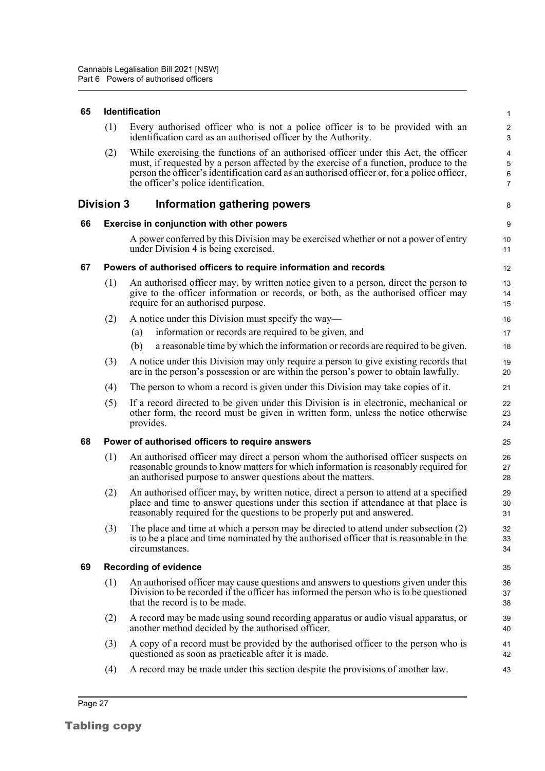**65 Identification**

(1) Every authorised officer who is not a police officer is to be provided with an identification card as an authorised officer by the Authority.

(2) While exercising the functions of an authorised officer under this Act, the officer must, if requested by a person affected by the exercise of a function, produce to the person the officer's identification card as an authorised officer or, for a police officer, the officer's police identification.

## Division 3 Information gathering powers

**66 Exercise in conjunction with other powers**

A power conferred by this Division may be exercised whether or not a power of entry under Division 4 is being exercised.

**67 Powers of authorised officers to require information and records**

(1) An authorised officer may, by written notice given to a person, direct the person to give to the officer information or records, or both, as the authorised officer may require for an authorised purpose.

(2) A notice under this Division must specify the way—

- (a) information or records are required to be given, and
- (b) a reasonable time by which the information or records are required to be given.

(3) A notice under this Division may only require a person to give existing records that are in the person's possession or are within the person's power to obtain lawfully.

(4) The person to whom a record is given under this Division may take copies of it.

(5) If a record directed to be given under this Division is in electronic, mechanical or other form, the record must be given in written form, unless the notice otherwise provides.

**68 Power of authorised officers to require answers**

(1) An authorised officer may direct a person whom the authorised officer suspects on reasonable grounds to know matters for which information is reasonably required for an authorised purpose to answer questions about the matters.

(2) An authorised officer may, by written notice, direct a person to attend at a specified place and time to answer questions under this section if attendance at that place is reasonably required for the questions to be properly put and answered.

(3) The place and time at which a person may be directed to attend under subsection (2) is to be a place and time nominated by the authorised officer that is reasonable in the circumstances.

**69 Recording of evidence**

(1) An authorised officer may cause questions and answers to questions given under this Division to be recorded if the officer has informed the person who is to be questioned that the record is to be made.

(2) A record may be made using sound recording apparatus or audio visual apparatus, or another method decided by the authorised officer.

(3) A copy of a record must be provided by the authorised officer to the person who is questioned as soon as practicable after it is made.

(4) A record may be made under this section despite the provisions of another law.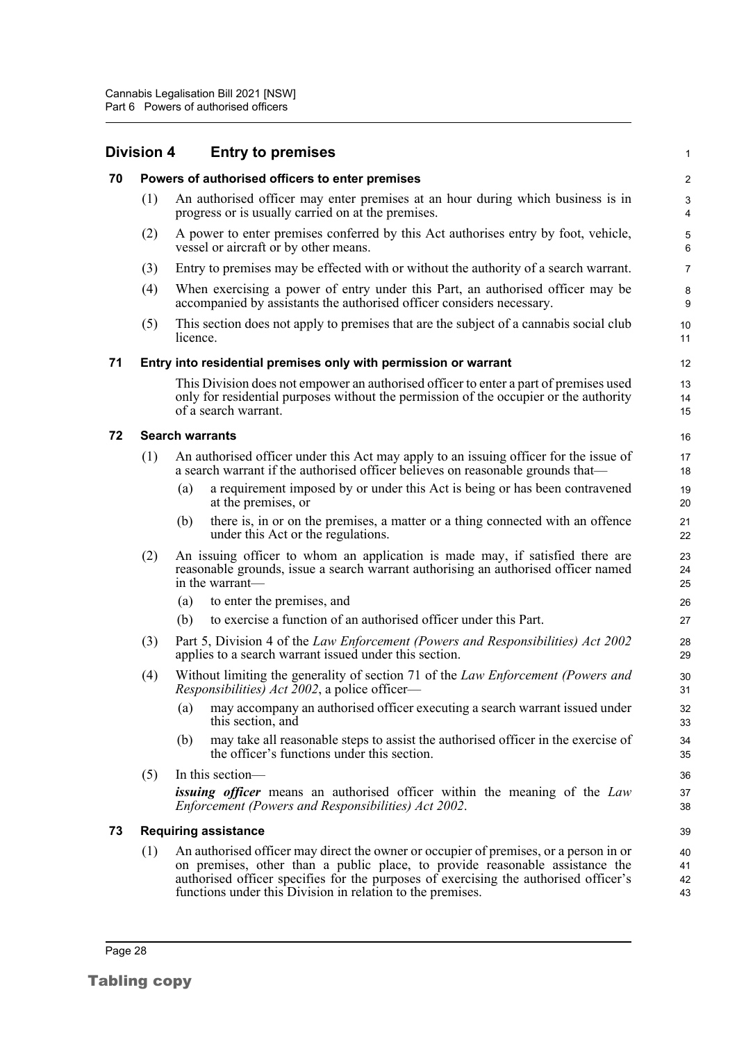## Division 4 Entry to premises

### 70 Powers of authorised officers to enter premises

(1) An authorised officer may enter premises at an hour during which business is in progress or is usually carried on at the premises.

(2) A power to enter premises conferred by this Act authorises entry by foot, vehicle, vessel or aircraft or by other means.

(3) Entry to premises may be effected with or without the authority of a search warrant.

(4) When exercising a power of entry under this Part, an authorised officer may be accompanied by assistants the authorised officer considers necessary.

(5) This section does not apply to premises that are the subject of a cannabis social club licence.

### 71 Entry into residential premises only with permission or warrant

This Division does not empower an authorised officer to enter a part of premises used only for residential purposes without the permission of the occupier or the authority of a search warrant.

### 72 Search warrants

(1) An authorised officer under this Act may apply to an issuing officer for the issue of a search warrant if the authorised officer believes on reasonable grounds that—

(a) a requirement imposed by or under this Act is being or has been contravened at the premises, or

(b) there is, in or on the premises, a matter or a thing connected with an offence under this Act or the regulations.

(2) An issuing officer to whom an application is made may, if satisfied there are reasonable grounds, issue a search warrant authorising an authorised officer named in the warrant—

(a) to enter the premises, and

(b) to exercise a function of an authorised officer under this Part.

(3) Part 5, Division 4 of the *Law Enforcement (Powers and Responsibilities) Act 2002* applies to a search warrant issued under this section.

(4) Without limiting the generality of section 71 of the *Law Enforcement (Powers and Responsibilities) Act 2002*, a police officer—

(a) may accompany an authorised officer executing a search warrant issued under this section, and

(b) may take all reasonable steps to assist the authorised officer in the exercise of the officer's functions under this section.

(5) In this section—

***issuing officer*** means an authorised officer within the meaning of the *Law Enforcement (Powers and Responsibilities) Act 2002*.

### 73 Requiring assistance

(1) An authorised officer may direct the owner or occupier of premises, or a person in or on premises, other than a public place, to provide reasonable assistance the authorised officer specifies for the purposes of exercising the authorised officer's functions under this Division in relation to the premises.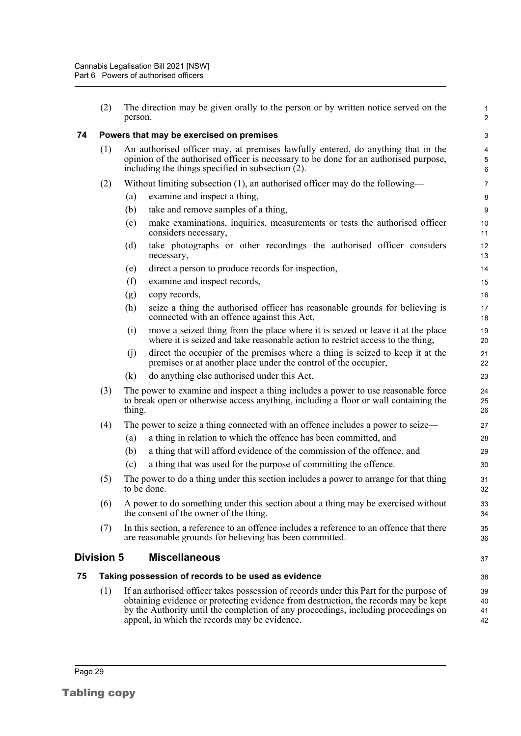(2) The direction may be given orally to the person or by written notice served on the person.

### 74 Powers that may be exercised on premises

(1) An authorised officer may, at premises lawfully entered, do anything that in the opinion of the authorised officer is necessary to be done for an authorised purpose, including the things specified in subsection (2).

(2) Without limiting subsection (1), an authorised officer may do the following—

- (a) examine and inspect a thing,
- (b) take and remove samples of a thing,
- (c) make examinations, inquiries, measurements or tests the authorised officer considers necessary,
- (d) take photographs or other recordings the authorised officer considers necessary,
- (e) direct a person to produce records for inspection,
- (f) examine and inspect records,
- (g) copy records,
- (h) seize a thing the authorised officer has reasonable grounds for believing is connected with an offence against this Act,
- (i) move a seized thing from the place where it is seized or leave it at the place where it is seized and take reasonable action to restrict access to the thing,
- (j) direct the occupier of the premises where a thing is seized to keep it at the premises or at another place under the control of the occupier,
- (k) do anything else authorised under this Act.

(3) The power to examine and inspect a thing includes a power to use reasonable force to break open or otherwise access anything, including a floor or wall containing the thing.

(4) The power to seize a thing connected with an offence includes a power to seize—

- (a) a thing in relation to which the offence has been committed, and
- (b) a thing that will afford evidence of the commission of the offence, and
- (c) a thing that was used for the purpose of committing the offence.

(5) The power to do a thing under this section includes a power to arrange for that thing to be done.

(6) A power to do something under this section about a thing may be exercised without the consent of the owner of the thing.

(7) In this section, a reference to an offence includes a reference to an offence that there are reasonable grounds for believing has been committed.

## Division 5 Miscellaneous

### 75 Taking possession of records to be used as evidence

(1) If an authorised officer takes possession of records under this Part for the purpose of obtaining evidence or protecting evidence from destruction, the records may be kept by the Authority until the completion of any proceedings, including proceedings on appeal, in which the records may be evidence.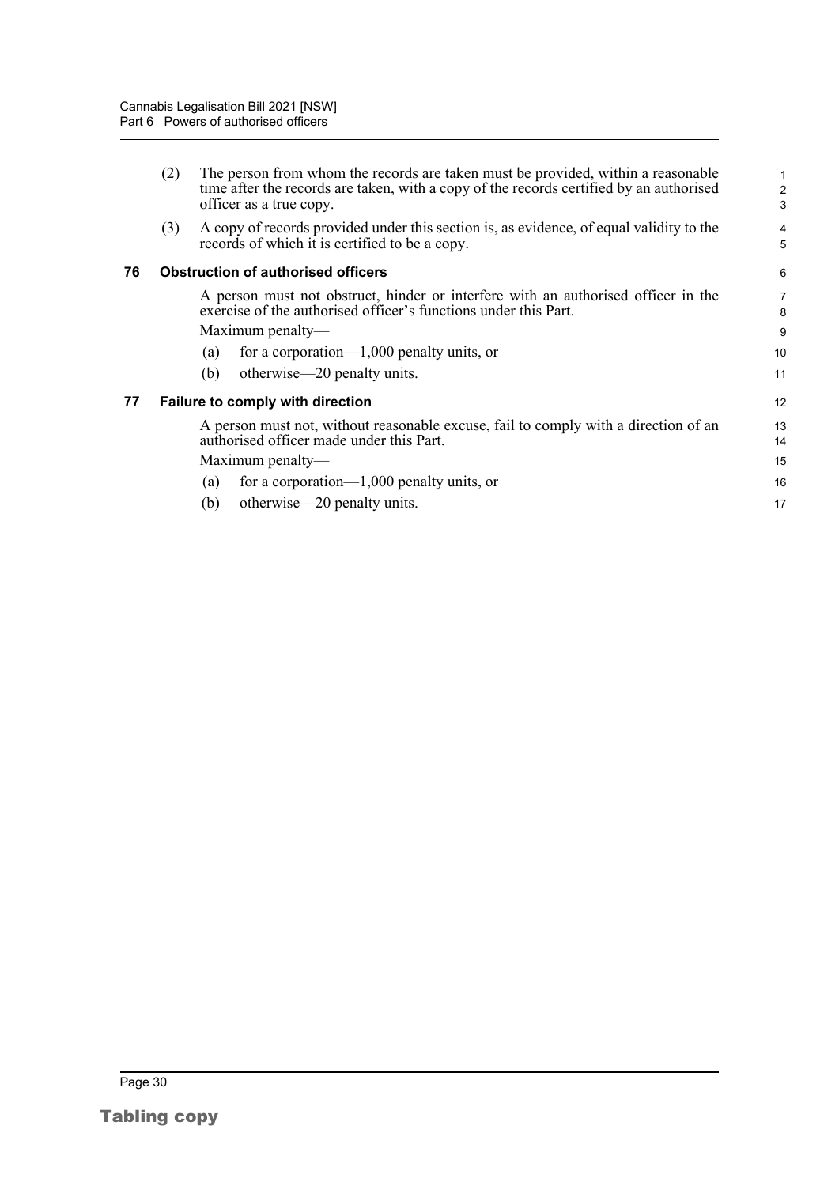(2) The person from whom the records are taken must be provided, within a reasonable time after the records are taken, with a copy of the records certified by an authorised officer as a true copy.

(3) A copy of records provided under this section is, as evidence, of equal validity to the records of which it is certified to be a copy.

### 76 Obstruction of authorised officers

A person must not obstruct, hinder or interfere with an authorised officer in the exercise of the authorised officer's functions under this Part.

Maximum penalty—

(a) for a corporation—1,000 penalty units, or

(b) otherwise—20 penalty units.

### 77 Failure to comply with direction

A person must not, without reasonable excuse, fail to comply with a direction of an authorised officer made under this Part.

Maximum penalty—

(a) for a corporation—1,000 penalty units, or

(b) otherwise—20 penalty units.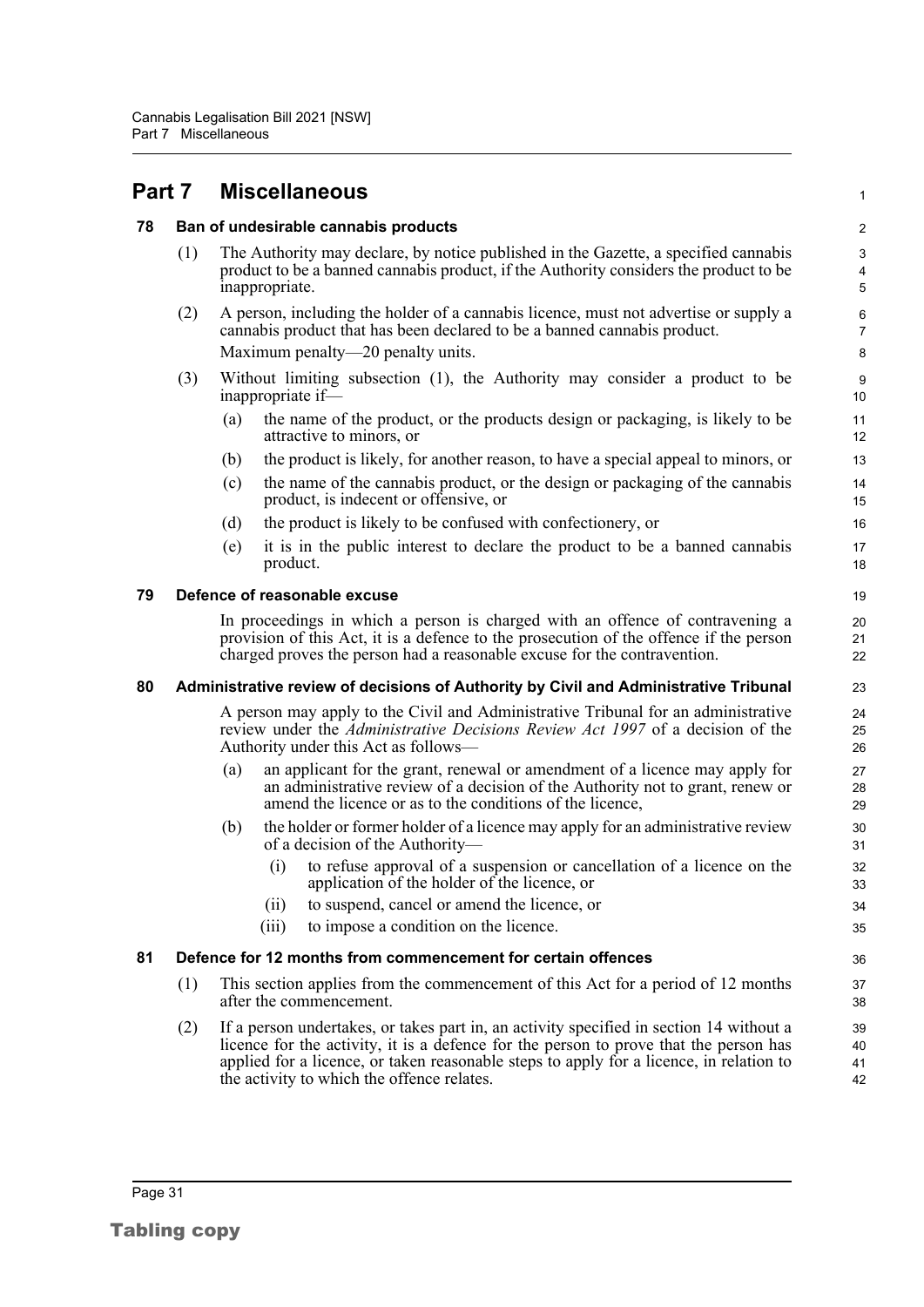# Part 7 Miscellaneous

### 78 Ban of undesirable cannabis products

(1) The Authority may declare, by notice published in the Gazette, a specified cannabis product to be a banned cannabis product, if the Authority considers the product to be inappropriate.

(2) A person, including the holder of a cannabis licence, must not advertise or supply a cannabis product that has been declared to be a banned cannabis product.

Maximum penalty—20 penalty units.

(3) Without limiting subsection (1), the Authority may consider a product to be inappropriate if—

(a) the name of the product, or the products design or packaging, is likely to be attractive to minors, or

(b) the product is likely, for another reason, to have a special appeal to minors, or

(c) the name of the cannabis product, or the design or packaging of the cannabis product, is indecent or offensive, or

(d) the product is likely to be confused with confectionery, or

(e) it is in the public interest to declare the product to be a banned cannabis product.

### 79 Defence of reasonable excuse

In proceedings in which a person is charged with an offence of contravening a provision of this Act, it is a defence to the prosecution of the offence if the person charged proves the person had a reasonable excuse for the contravention.

### 80 Administrative review of decisions of Authority by Civil and Administrative Tribunal

A person may apply to the Civil and Administrative Tribunal for an administrative review under the *Administrative Decisions Review Act 1997* of a decision of the Authority under this Act as follows—

(a) an applicant for the grant, renewal or amendment of a licence may apply for an administrative review of a decision of the Authority not to grant, renew or amend the licence or as to the conditions of the licence,

(b) the holder or former holder of a licence may apply for an administrative review of a decision of the Authority—

(i) to refuse approval of a suspension or cancellation of a licence on the application of the holder of the licence, or

(ii) to suspend, cancel or amend the licence, or

(iii) to impose a condition on the licence.

### 81 Defence for 12 months from commencement for certain offences

(1) This section applies from the commencement of this Act for a period of 12 months after the commencement.

(2) If a person undertakes, or takes part in, an activity specified in section 14 without a licence for the activity, it is a defence for the person to prove that the person has applied for a licence, or taken reasonable steps to apply for a licence, in relation to the activity to which the offence relates.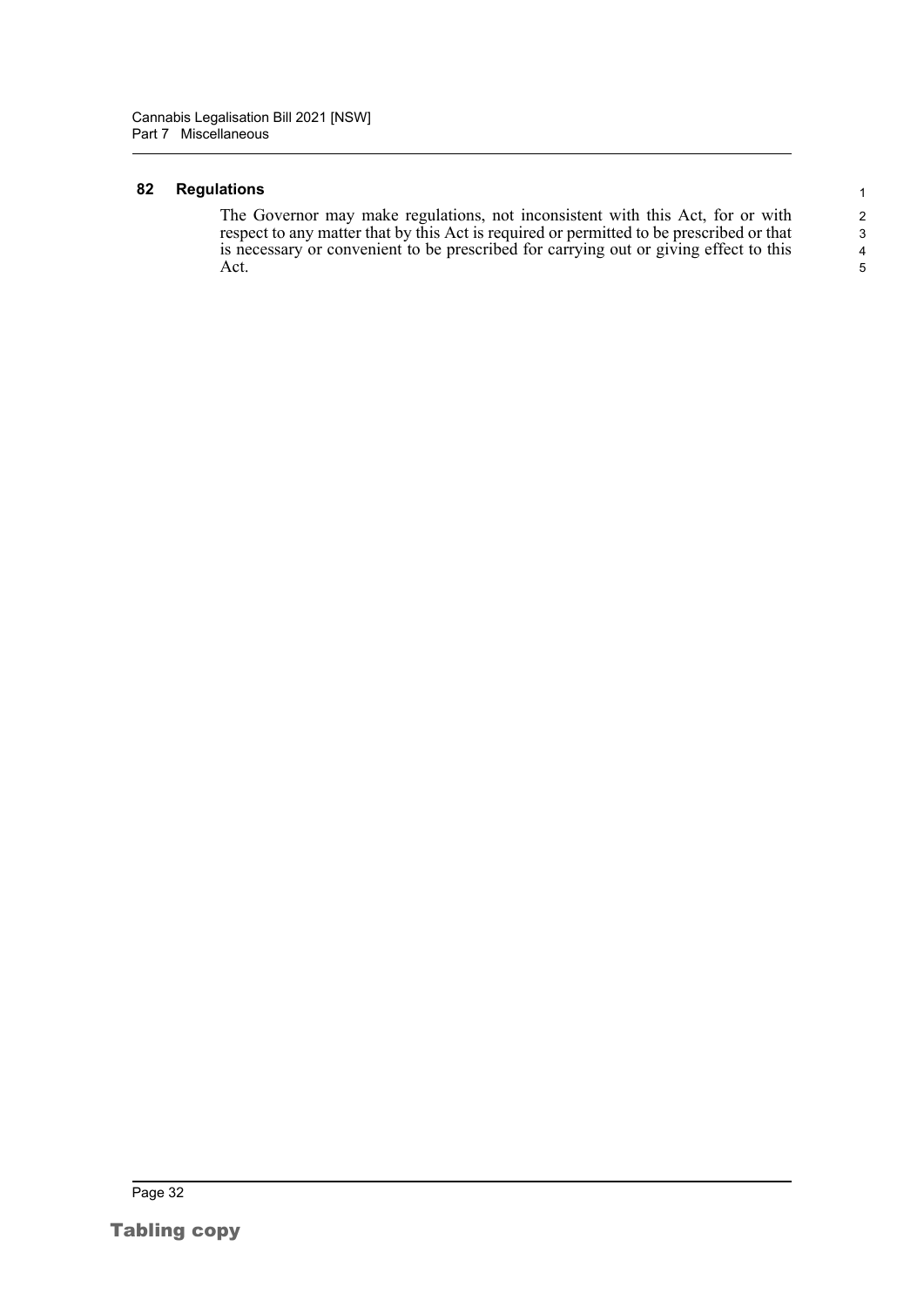### 82 Regulations

The Governor may make regulations, not inconsistent with this Act, for or with respect to any matter that by this Act is required or permitted to be prescribed or that is necessary or convenient to be prescribed for carrying out or giving effect to this Act.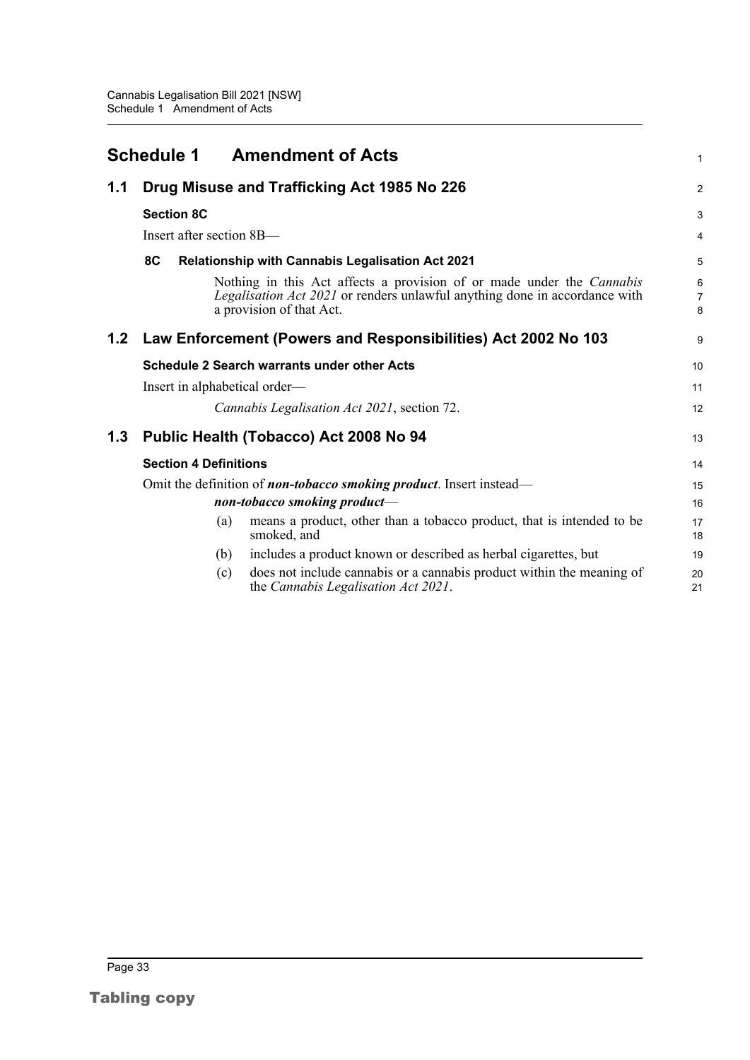# Schedule 1 Amendment of Acts

## 1.1 Drug Misuse and Trafficking Act 1985 No 226

### Section 8C

Insert after section 8B—

**8C Relationship with Cannabis Legalisation Act 2021**

Nothing in this Act affects a provision of or made under the *Cannabis Legalisation Act 2021* or renders unlawful anything done in accordance with a provision of that Act.

## 1.2 Law Enforcement (Powers and Responsibilities) Act 2002 No 103

### Schedule 2 Search warrants under other Acts

Insert in alphabetical order—

*Cannabis Legalisation Act 2021*, section 72.

## 1.3 Public Health (Tobacco) Act 2008 No 94

### Section 4 Definitions

Omit the definition of ***non-tobacco smoking product***. Insert instead—

***non-tobacco smoking product***—

(a) means a product, other than a tobacco product, that is intended to be smoked, and

(b) includes a product known or described as herbal cigarettes, but

(c) does not include cannabis or a cannabis product within the meaning of the *Cannabis Legalisation Act 2021*.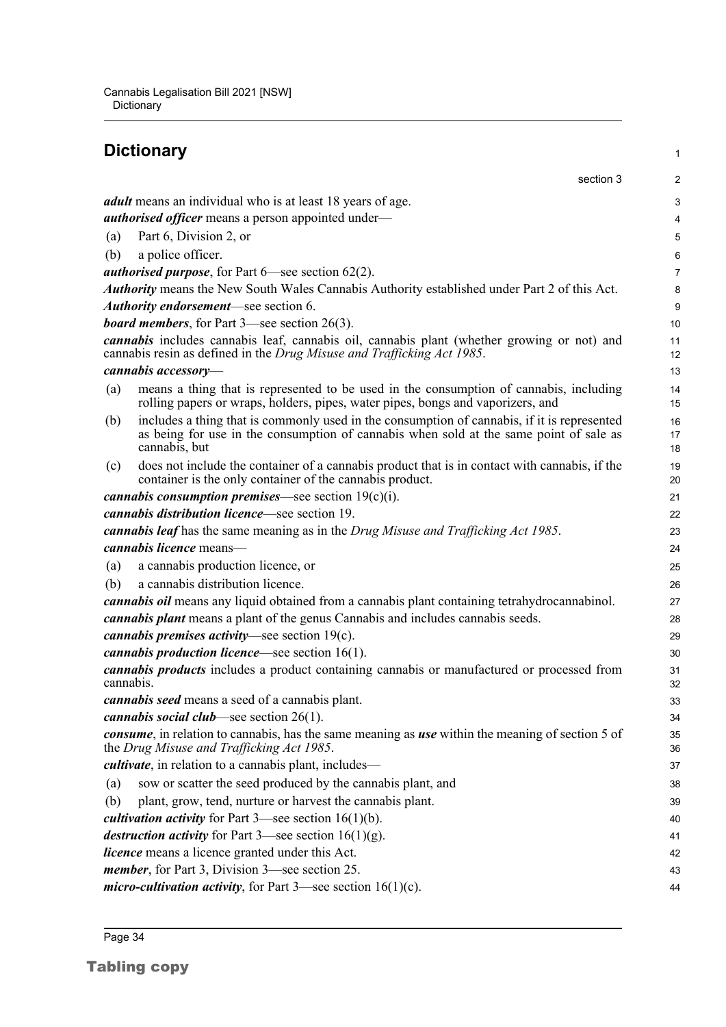## Dictionary

section 3

***adult*** means an individual who is at least 18 years of age.

***authorised officer*** means a person appointed under—

(a) Part 6, Division 2, or

(b) a police officer.

***authorised purpose***, for Part 6—see section 62(2).

***Authority*** means the New South Wales Cannabis Authority established under Part 2 of this Act.

***Authority endorsement***—see section 6.

***board members***, for Part 3—see section 26(3).

***cannabis*** includes cannabis leaf, cannabis oil, cannabis plant (whether growing or not) and cannabis resin as defined in the *Drug Misuse and Trafficking Act 1985*.

***cannabis accessory***—

(a) means a thing that is represented to be used in the consumption of cannabis, including rolling papers or wraps, holders, pipes, water pipes, bongs and vaporizers, and

(b) includes a thing that is commonly used in the consumption of cannabis, if it is represented as being for use in the consumption of cannabis when sold at the same point of sale as cannabis, but

(c) does not include the container of a cannabis product that is in contact with cannabis, if the container is the only container of the cannabis product.

***cannabis consumption premises***—see section 19(c)(i).

***cannabis distribution licence***—see section 19.

***cannabis leaf*** has the same meaning as in the *Drug Misuse and Trafficking Act 1985*.

***cannabis licence*** means—

(a) a cannabis production licence, or

(b) a cannabis distribution licence.

***cannabis oil*** means any liquid obtained from a cannabis plant containing tetrahydrocannabinol.

***cannabis plant*** means a plant of the genus Cannabis and includes cannabis seeds.

***cannabis premises activity***—see section 19(c).

***cannabis production licence***—see section 16(1).

***cannabis products*** includes a product containing cannabis or manufactured or processed from cannabis.

***cannabis seed*** means a seed of a cannabis plant.

***cannabis social club***—see section 26(1).

***consume***, in relation to cannabis, has the same meaning as ***use*** within the meaning of section 5 of the *Drug Misuse and Trafficking Act 1985*.

***cultivate***, in relation to a cannabis plant, includes—

(a) sow or scatter the seed produced by the cannabis plant, and

(b) plant, grow, tend, nurture or harvest the cannabis plant.

***cultivation activity*** for Part 3—see section 16(1)(b).

***destruction activity*** for Part 3—see section 16(1)(g).

***licence*** means a licence granted under this Act.

***member***, for Part 3, Division 3—see section 25.

***micro-cultivation activity***, for Part 3—see section 16(1)(c).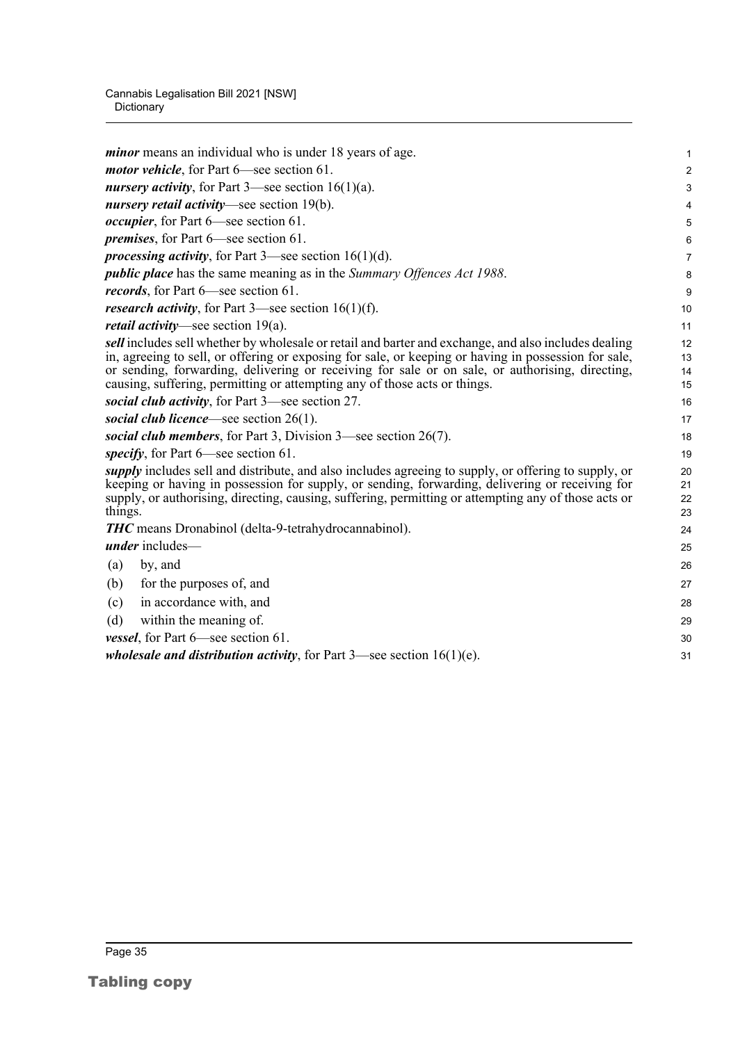***minor*** means an individual who is under 18 years of age.

***motor vehicle***, for Part 6—see section 61.

***nursery activity***, for Part 3—see section 16(1)(a).

***nursery retail activity***—see section 19(b).

***occupier***, for Part 6—see section 61.

***premises***, for Part 6—see section 61.

***processing activity***, for Part 3—see section 16(1)(d).

***public place*** has the same meaning as in the *Summary Offences Act 1988*.

***records***, for Part 6—see section 61.

***research activity***, for Part 3—see section 16(1)(f).

***retail activity***—see section 19(a).

***sell*** includes sell whether by wholesale or retail and barter and exchange, and also includes dealing in, agreeing to sell, or offering or exposing for sale, or keeping or having in possession for sale, or sending, forwarding, delivering or receiving for sale or on sale, or authorising, directing, causing, suffering, permitting or attempting any of those acts or things.

***social club activity***, for Part 3—see section 27.

***social club licence***—see section 26(1).

***social club members***, for Part 3, Division 3—see section 26(7).

***specify***, for Part 6—see section 61.

***supply*** includes sell and distribute, and also includes agreeing to supply, or offering to supply, or keeping or having in possession for supply, or sending, forwarding, delivering or receiving for supply, or authorising, directing, causing, suffering, permitting or attempting any of those acts or things.

***THC*** means Dronabinol (delta-9-tetrahydrocannabinol).

***under*** includes—

(a) by, and

(b) for the purposes of, and

(c) in accordance with, and

(d) within the meaning of.

***vessel***, for Part 6—see section 61.

***wholesale and distribution activity***, for Part 3—see section 16(1)(e).